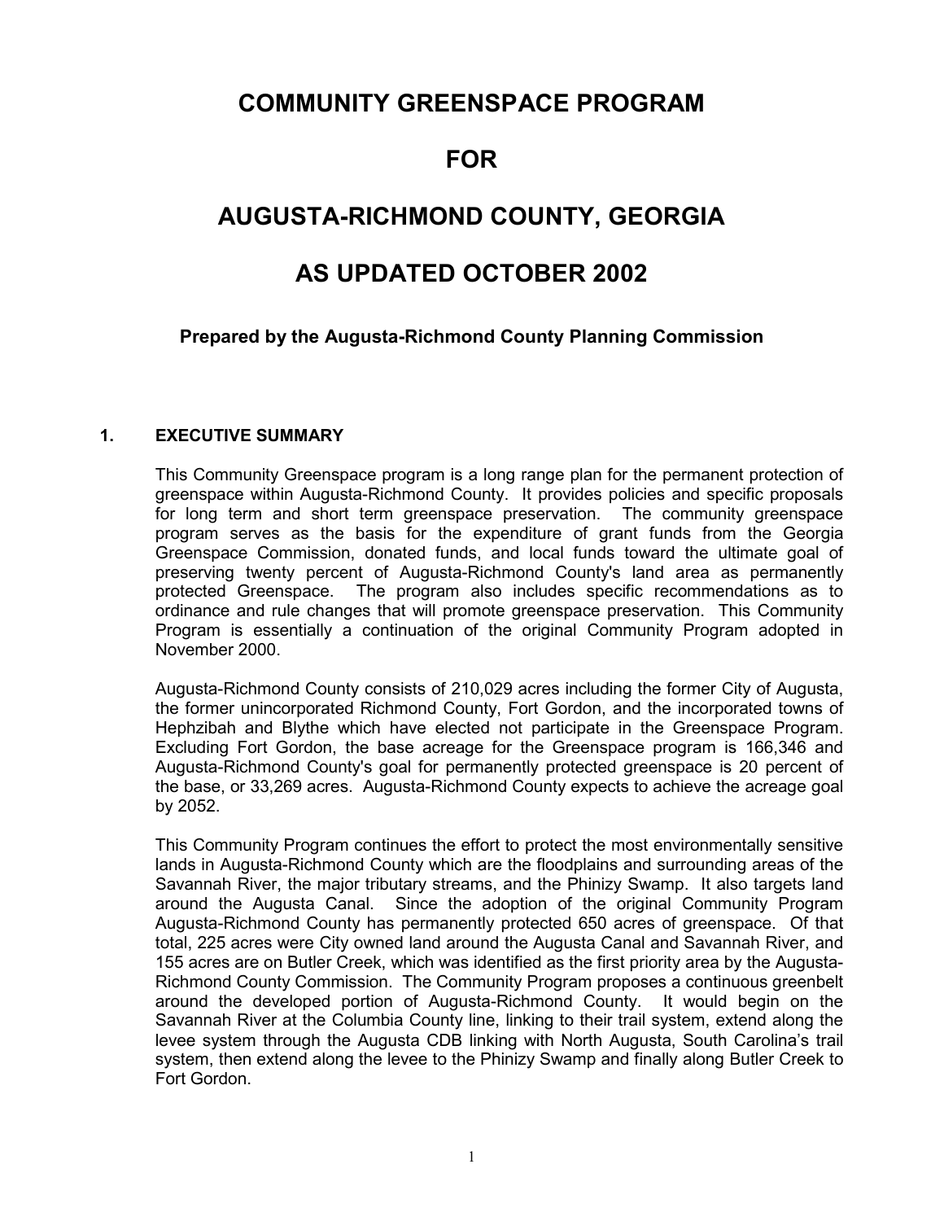# COMMUNITY GREENSPACE PROGRAM

# FOR

# AUGUSTA-RICHMOND COUNTY, GEORGIA

# AS UPDATED OCTOBER 2002

**Prepared by the Augusta-Richmond County Planning Commission**

## 1. EXECUTIVE SUMMARY

This Community Greenspace program is a long range plan for the permanent protection of greenspace within Augusta-Richmond County. It provides policies and specific proposals for long term and short term greenspace preservation. The community greenspace program serves as the basis for the expenditure of grant funds from the Georgia Greenspace Commission, donated funds, and local funds toward the ultimate goal of preserving twenty percent of Augusta-Richmond County's land area as permanently protected Greenspace. The program also includes specific recommendations as to ordinance and rule changes that will promote greenspace preservation. This Community Program is essentially a continuation of the original Community Program adopted in November 2000.

Augusta-Richmond County consists of 210,029 acres including the former City of Augusta, the former unincorporated Richmond County, Fort Gordon, and the incorporated towns of Hephzibah and Blythe which have elected not participate in the Greenspace Program. Excluding Fort Gordon, the base acreage for the Greenspace program is 166,346 and Augusta-Richmond County's goal for permanently protected greenspace is 20 percent of the base, or 33,269 acres. Augusta-Richmond County expects to achieve the acreage goal by 2052.

This Community Program continues the effort to protect the most environmentally sensitive lands in Augusta-Richmond County which are the floodplains and surrounding areas of the Savannah River, the major tributary streams, and the Phinizy Swamp. It also targets land around the Augusta Canal. Since the adoption of the original Community Program Augusta-Richmond County has permanently protected 650 acres of greenspace. Of that total, 225 acres were City owned land around the Augusta Canal and Savannah River, and 155 acres are on Butler Creek, which was identified as the first priority area by the Augusta-Richmond County Commission. The Community Program proposes a continuous greenbelt around the developed portion of Augusta-Richmond County. It would begin on the Savannah River at the Columbia County line, linking to their trail system, extend along the levee system through the Augusta CDB linking with North Augusta, South Carolina's trail system, then extend along the levee to the Phinizy Swamp and finally along Butler Creek to Fort Gordon.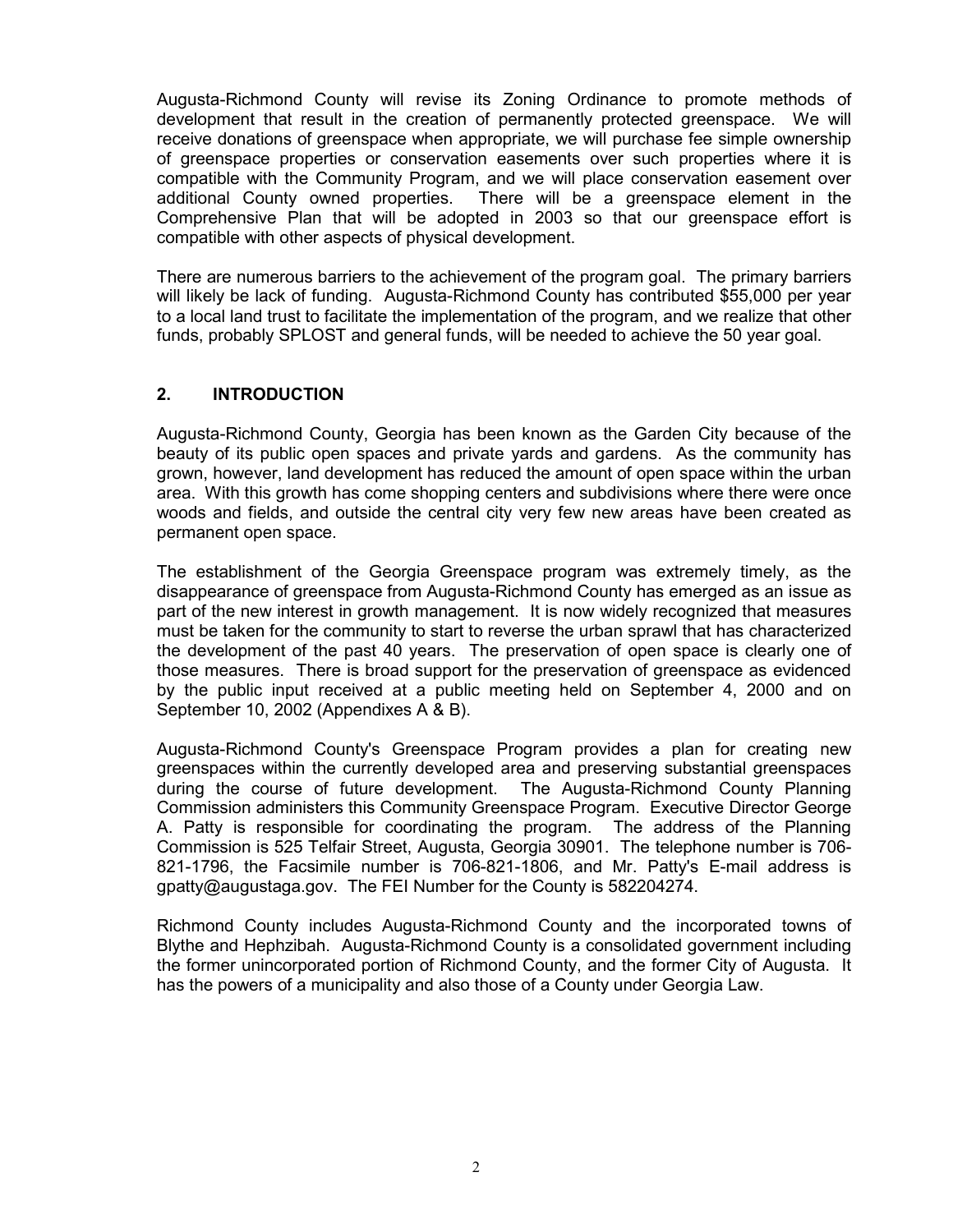Augusta-Richmond County will revise its Zoning Ordinance to promote methods of development that result in the creation of permanently protected greenspace. We will receive donations of greenspace when appropriate, we will purchase fee simple ownership of greenspace properties or conservation easements over such properties where it is compatible with the Community Program, and we will place conservation easement over additional County owned properties. There will be a greenspace element in the Comprehensive Plan that will be adopted in 2003 so that our greenspace effort is compatible with other aspects of physical development.

There are numerous barriers to the achievement of the program goal. The primary barriers will likely be lack of funding. Augusta-Richmond County has contributed $55,000 per year to a local land trust to facilitate the implementation of the program, and we realize that other funds, probably SPLOST and general funds, will be needed to achieve the 50 year goal.

## 2. INTRODUCTION

Augusta-Richmond County, Georgia has been known as the Garden City because of the beauty of its public open spaces and private yards and gardens. As the community has grown, however, land development has reduced the amount of open space within the urban area. With this growth has come shopping centers and subdivisions where there were once woods and fields, and outside the central city very few new areas have been created as permanent open space.

The establishment of the Georgia Greenspace program was extremely timely, as the disappearance of greenspace from Augusta-Richmond County has emerged as an issue as part of the new interest in growth management. It is now widely recognized that measures must be taken for the community to start to reverse the urban sprawl that has characterized the development of the past 40 years. The preservation of open space is clearly one of those measures. There is broad support for the preservation of greenspace as evidenced by the public input received at a public meeting held on September 4, 2000 and on September 10, 2002 (Appendixes A & B).

Augusta-Richmond County's Greenspace Program provides a plan for creating new greenspaces within the currently developed area and preserving substantial greenspaces during the course of future development. The Augusta-Richmond County Planning Commission administers this Community Greenspace Program. Executive Director George A. Patty is responsible for coordinating the program. The address of the Planning Commission is 525 Telfair Street, Augusta, Georgia 30901. The telephone number is 706-821-1796, the Facsimile number is 706-821-1806, and Mr. Patty's E-mail address is gpatty@augustaga.gov. The FEI Number for the County is 582204274.

Richmond County includes Augusta-Richmond County and the incorporated towns of Blythe and Hephzibah. Augusta-Richmond County is a consolidated government including the former unincorporated portion of Richmond County, and the former City of Augusta. It has the powers of a municipality and also those of a County under Georgia Law.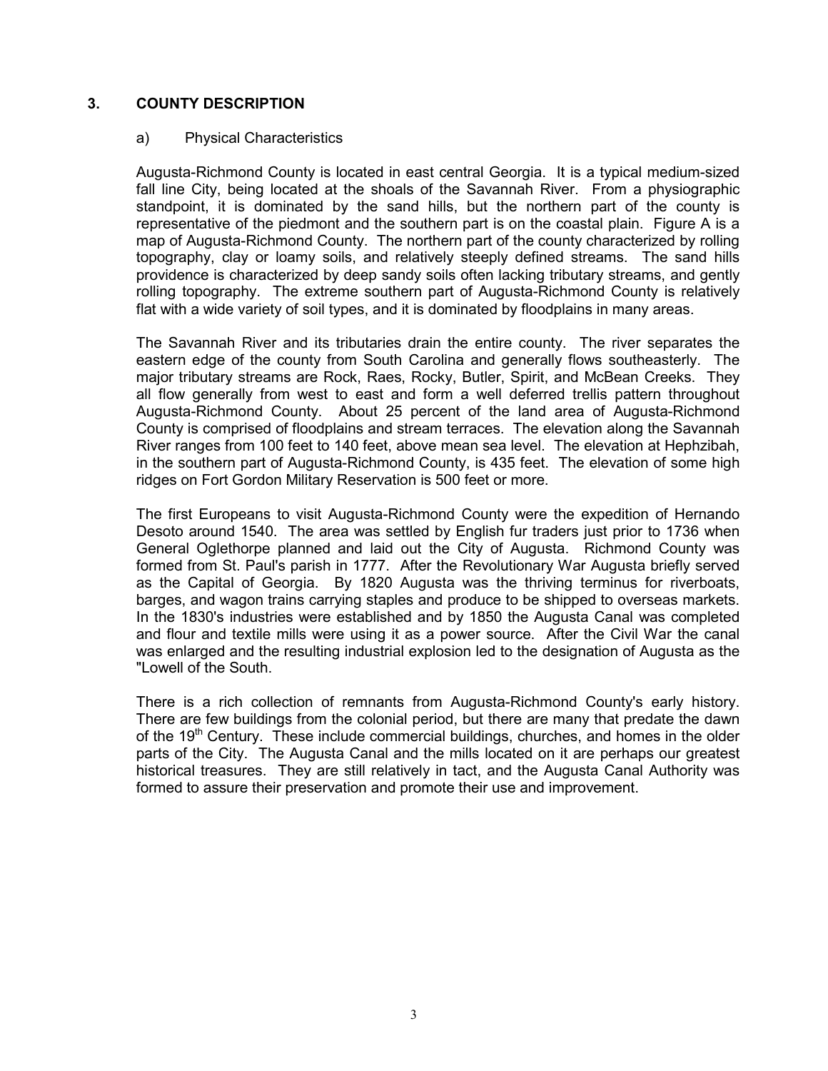## 3. COUNTY DESCRIPTION

### a) Physical Characteristics

Augusta-Richmond County is located in east central Georgia. It is a typical medium-sized fall line City, being located at the shoals of the Savannah River. From a physiographic standpoint, it is dominated by the sand hills, but the northern part of the county is representative of the piedmont and the southern part is on the coastal plain. Figure A is a map of Augusta-Richmond County. The northern part of the county characterized by rolling topography, clay or loamy soils, and relatively steeply defined streams. The sand hills providence is characterized by deep sandy soils often lacking tributary streams, and gently rolling topography. The extreme southern part of Augusta-Richmond County is relatively flat with a wide variety of soil types, and it is dominated by floodplains in many areas.

The Savannah River and its tributaries drain the entire county. The river separates the eastern edge of the county from South Carolina and generally flows southeasterly. The major tributary streams are Rock, Raes, Rocky, Butler, Spirit, and McBean Creeks. They all flow generally from west to east and form a well deferred trellis pattern throughout Augusta-Richmond County. About 25 percent of the land area of Augusta-Richmond County is comprised of floodplains and stream terraces. The elevation along the Savannah River ranges from 100 feet to 140 feet, above mean sea level. The elevation at Hephzibah, in the southern part of Augusta-Richmond County, is 435 feet. The elevation of some high ridges on Fort Gordon Military Reservation is 500 feet or more.

The first Europeans to visit Augusta-Richmond County were the expedition of Hernando Desoto around 1540. The area was settled by English fur traders just prior to 1736 when General Oglethorpe planned and laid out the City of Augusta. Richmond County was formed from St. Paul's parish in 1777. After the Revolutionary War Augusta briefly served as the Capital of Georgia. By 1820 Augusta was the thriving terminus for riverboats, barges, and wagon trains carrying staples and produce to be shipped to overseas markets. In the 1830's industries were established and by 1850 the Augusta Canal was completed and flour and textile mills were using it as a power source. After the Civil War the canal was enlarged and the resulting industrial explosion led to the designation of Augusta as the "Lowell of the South.

There is a rich collection of remnants from Augusta-Richmond County's early history. There are few buildings from the colonial period, but there are many that predate the dawn of the 19th Century. These include commercial buildings, churches, and homes in the older parts of the City. The Augusta Canal and the mills located on it are perhaps our greatest historical treasures. They are still relatively in tact, and the Augusta Canal Authority was formed to assure their preservation and promote their use and improvement.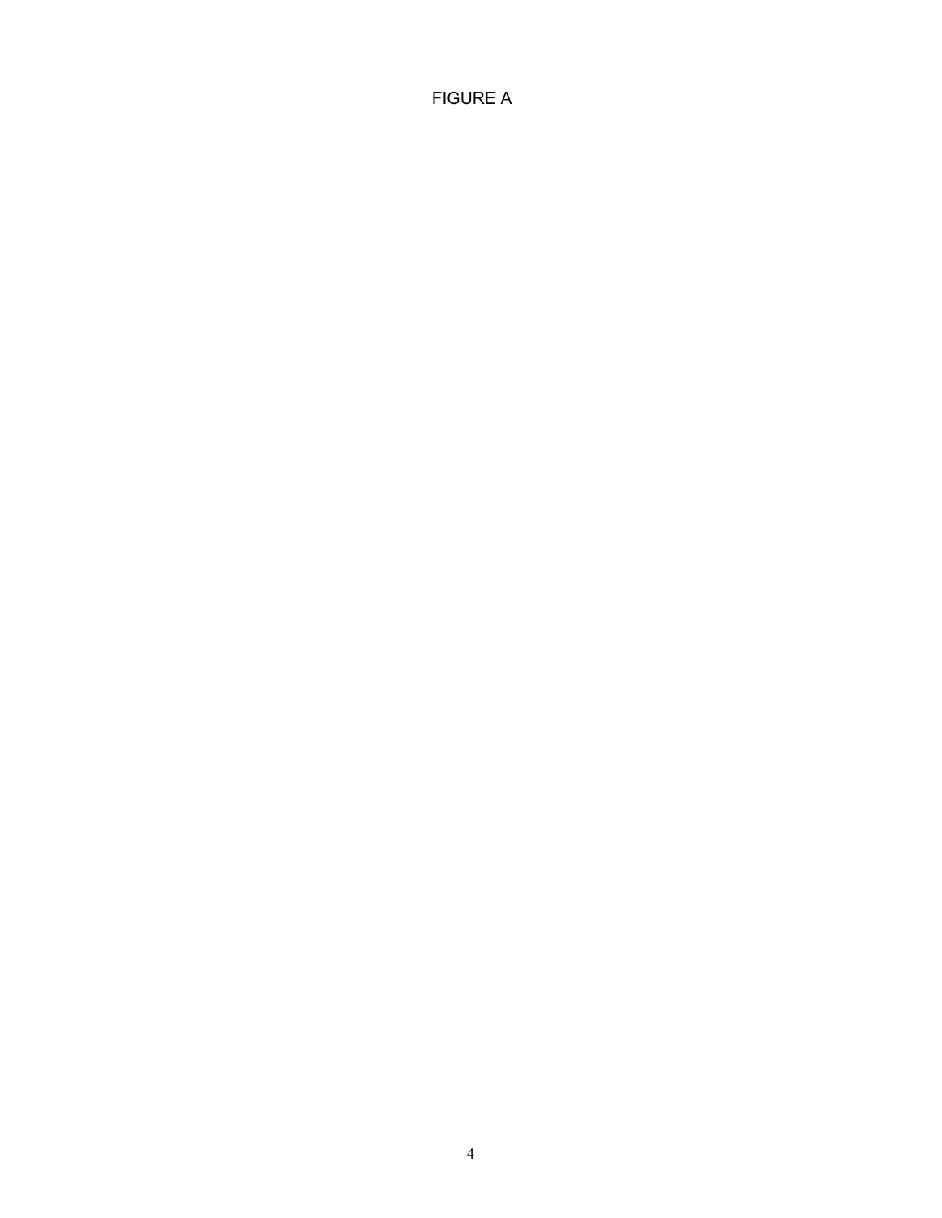FIGURE A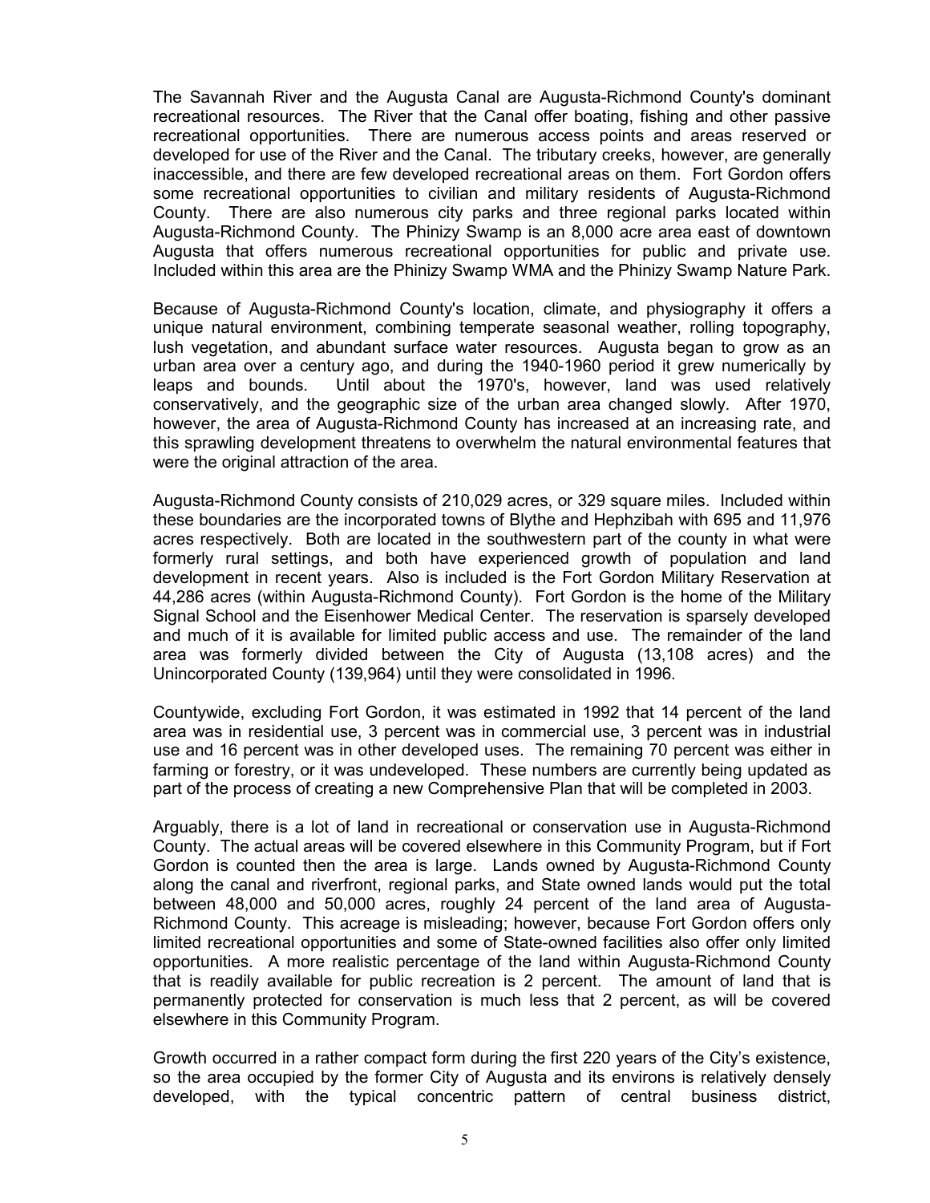The Savannah River and the Augusta Canal are Augusta-Richmond County's dominant recreational resources. The River that the Canal offer boating, fishing and other passive recreational opportunities. There are numerous access points and areas reserved or developed for use of the River and the Canal. The tributary creeks, however, are generally inaccessible, and there are few developed recreational areas on them. Fort Gordon offers some recreational opportunities to civilian and military residents of Augusta-Richmond County. There are also numerous city parks and three regional parks located within Augusta-Richmond County. The Phinizy Swamp is an 8,000 acre area east of downtown Augusta that offers numerous recreational opportunities for public and private use. Included within this area are the Phinizy Swamp WMA and the Phinizy Swamp Nature Park.

Because of Augusta-Richmond County's location, climate, and physiography it offers a unique natural environment, combining temperate seasonal weather, rolling topography, lush vegetation, and abundant surface water resources. Augusta began to grow as an urban area over a century ago, and during the 1940-1960 period it grew numerically by leaps and bounds. Until about the 1970's, however, land was used relatively conservatively, and the geographic size of the urban area changed slowly. After 1970, however, the area of Augusta-Richmond County has increased at an increasing rate, and this sprawling development threatens to overwhelm the natural environmental features that were the original attraction of the area.

Augusta-Richmond County consists of 210,029 acres, or 329 square miles. Included within these boundaries are the incorporated towns of Blythe and Hephzibah with 695 and 11,976 acres respectively. Both are located in the southwestern part of the county in what were formerly rural settings, and both have experienced growth of population and land development in recent years. Also is included is the Fort Gordon Military Reservation at 44,286 acres (within Augusta-Richmond County). Fort Gordon is the home of the Military Signal School and the Eisenhower Medical Center. The reservation is sparsely developed and much of it is available for limited public access and use. The remainder of the land area was formerly divided between the City of Augusta (13,108 acres) and the Unincorporated County (139,964) until they were consolidated in 1996.

Countywide, excluding Fort Gordon, it was estimated in 1992 that 14 percent of the land area was in residential use, 3 percent was in commercial use, 3 percent was in industrial use and 16 percent was in other developed uses. The remaining 70 percent was either in farming or forestry, or it was undeveloped. These numbers are currently being updated as part of the process of creating a new Comprehensive Plan that will be completed in 2003.

Arguably, there is a lot of land in recreational or conservation use in Augusta-Richmond County. The actual areas will be covered elsewhere in this Community Program, but if Fort Gordon is counted then the area is large. Lands owned by Augusta-Richmond County along the canal and riverfront, regional parks, and State owned lands would put the total between 48,000 and 50,000 acres, roughly 24 percent of the land area of Augusta-Richmond County. This acreage is misleading; however, because Fort Gordon offers only limited recreational opportunities and some of State-owned facilities also offer only limited opportunities. A more realistic percentage of the land within Augusta-Richmond County that is readily available for public recreation is 2 percent. The amount of land that is permanently protected for conservation is much less that 2 percent, as will be covered elsewhere in this Community Program.

Growth occurred in a rather compact form during the first 220 years of the City's existence, so the area occupied by the former City of Augusta and its environs is relatively densely developed, with the typical concentric pattern of central business district,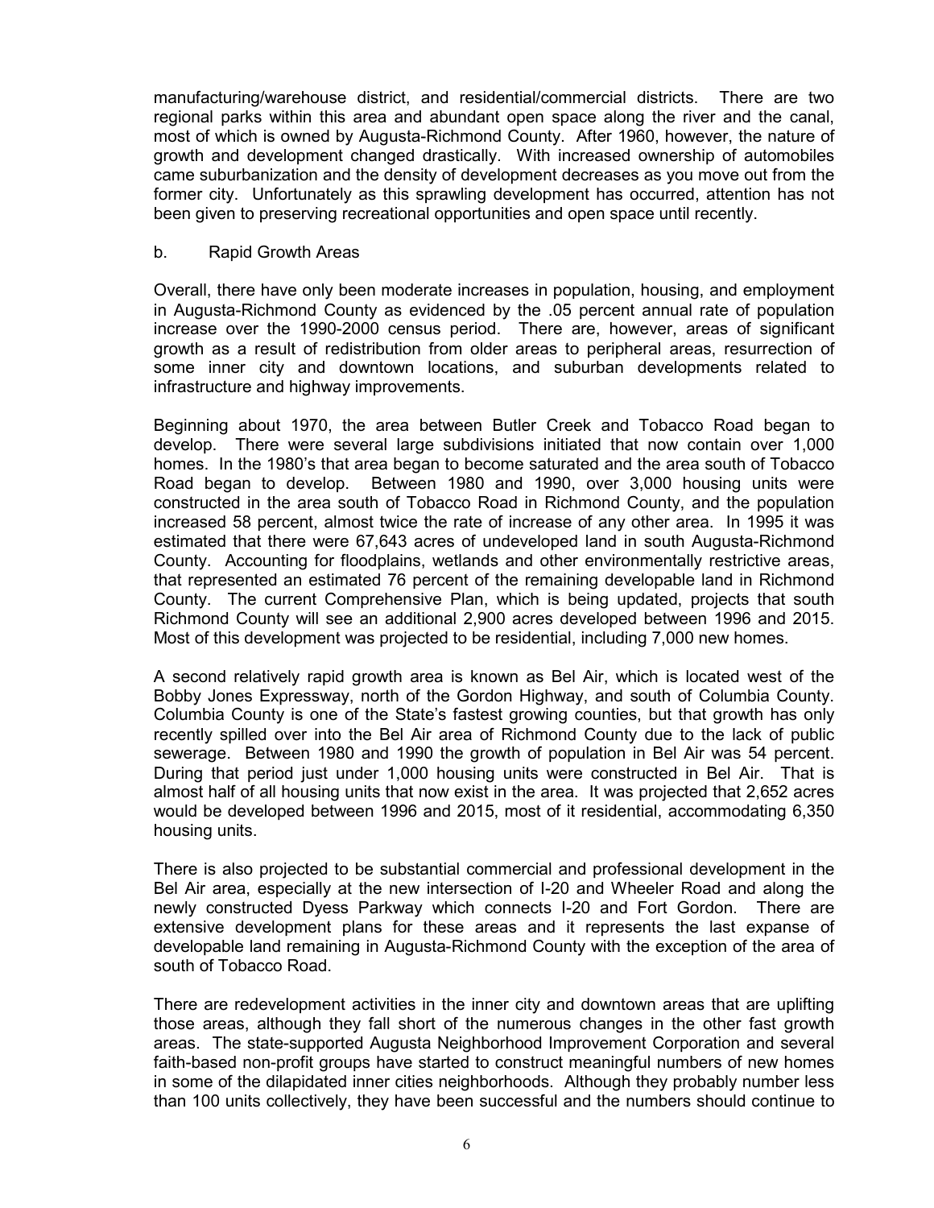manufacturing/warehouse district, and residential/commercial districts. There are two regional parks within this area and abundant open space along the river and the canal, most of which is owned by Augusta-Richmond County. After 1960, however, the nature of growth and development changed drastically. With increased ownership of automobiles came suburbanization and the density of development decreases as you move out from the former city. Unfortunately as this sprawling development has occurred, attention has not been given to preserving recreational opportunities and open space until recently.

b. Rapid Growth Areas

Overall, there have only been moderate increases in population, housing, and employment in Augusta-Richmond County as evidenced by the .05 percent annual rate of population increase over the 1990-2000 census period. There are, however, areas of significant growth as a result of redistribution from older areas to peripheral areas, resurrection of some inner city and downtown locations, and suburban developments related to infrastructure and highway improvements.

Beginning about 1970, the area between Butler Creek and Tobacco Road began to develop. There were several large subdivisions initiated that now contain over 1,000 homes. In the 1980's that area began to become saturated and the area south of Tobacco Road began to develop. Between 1980 and 1990, over 3,000 housing units were constructed in the area south of Tobacco Road in Richmond County, and the population increased 58 percent, almost twice the rate of increase of any other area. In 1995 it was estimated that there were 67,643 acres of undeveloped land in south Augusta-Richmond County. Accounting for floodplains, wetlands and other environmentally restrictive areas, that represented an estimated 76 percent of the remaining developable land in Richmond County. The current Comprehensive Plan, which is being updated, projects that south Richmond County will see an additional 2,900 acres developed between 1996 and 2015. Most of this development was projected to be residential, including 7,000 new homes.

A second relatively rapid growth area is known as Bel Air, which is located west of the Bobby Jones Expressway, north of the Gordon Highway, and south of Columbia County. Columbia County is one of the State's fastest growing counties, but that growth has only recently spilled over into the Bel Air area of Richmond County due to the lack of public sewerage. Between 1980 and 1990 the growth of population in Bel Air was 54 percent. During that period just under 1,000 housing units were constructed in Bel Air. That is almost half of all housing units that now exist in the area. It was projected that 2,652 acres would be developed between 1996 and 2015, most of it residential, accommodating 6,350 housing units.

There is also projected to be substantial commercial and professional development in the Bel Air area, especially at the new intersection of I-20 and Wheeler Road and along the newly constructed Dyess Parkway which connects I-20 and Fort Gordon. There are extensive development plans for these areas and it represents the last expanse of developable land remaining in Augusta-Richmond County with the exception of the area of south of Tobacco Road.

There are redevelopment activities in the inner city and downtown areas that are uplifting those areas, although they fall short of the numerous changes in the other fast growth areas. The state-supported Augusta Neighborhood Improvement Corporation and several faith-based non-profit groups have started to construct meaningful numbers of new homes in some of the dilapidated inner cities neighborhoods. Although they probably number less than 100 units collectively, they have been successful and the numbers should continue to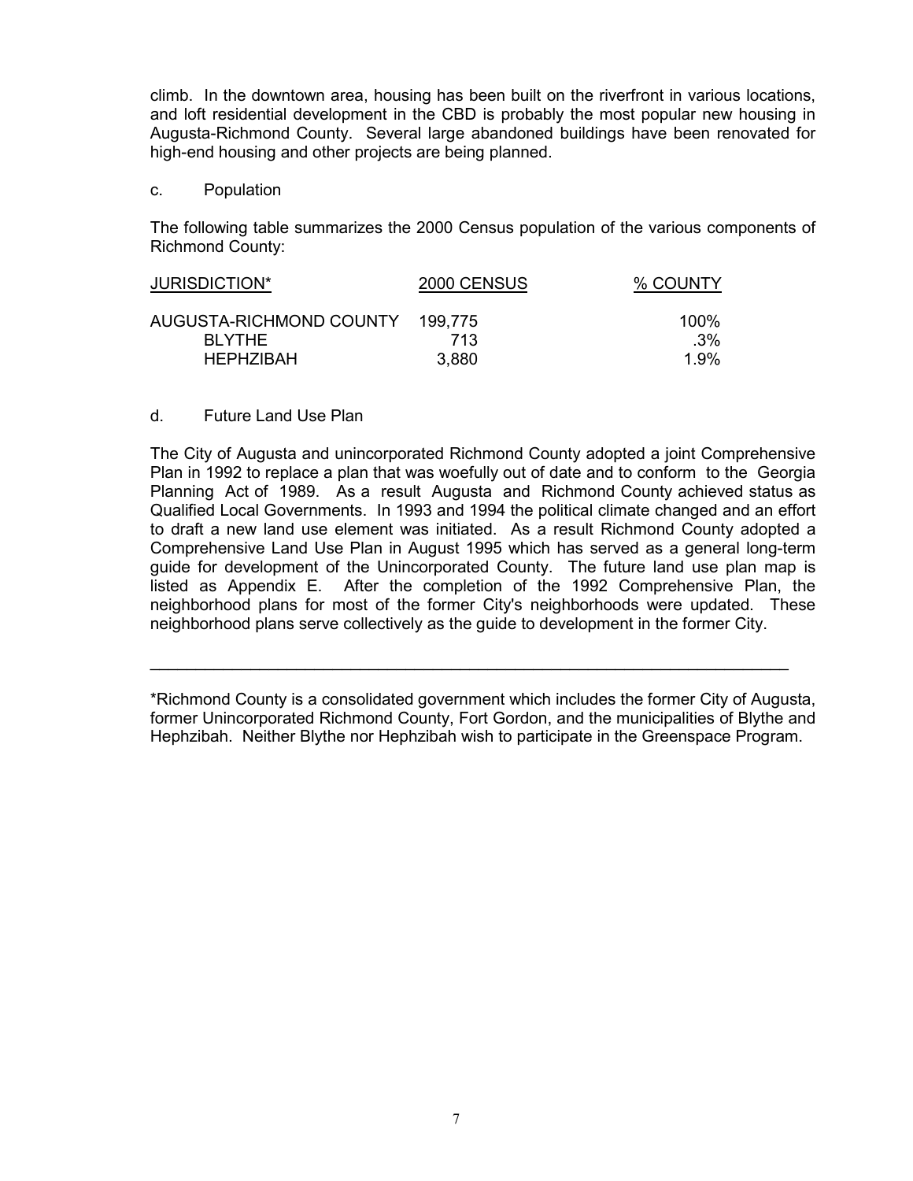climb. In the downtown area, housing has been built on the riverfront in various locations, and loft residential development in the CBD is probably the most popular new housing in Augusta-Richmond County. Several large abandoned buildings have been renovated for high-end housing and other projects are being planned.

c. Population

The following table summarizes the 2000 Census population of the various components of Richmond County:

| JURISDICTION* | 2000 CENSUS | % COUNTY |
|---|---|---|
| AUGUSTA-RICHMOND COUNTY | 199,775 | 100% |
| BLYTHE | 713 | .3% |
| HEPHZIBAH | 3,880 | 1.9% |

d. Future Land Use Plan

The City of Augusta and unincorporated Richmond County adopted a joint Comprehensive Plan in 1992 to replace a plan that was woefully out of date and to conform to the Georgia Planning Act of 1989. As a result Augusta and Richmond County achieved status as Qualified Local Governments. In 1993 and 1994 the political climate changed and an effort to draft a new land use element was initiated. As a result Richmond County adopted a Comprehensive Land Use Plan in August 1995 which has served as a general long-term guide for development of the Unincorporated County. The future land use plan map is listed as Appendix E. After the completion of the 1992 Comprehensive Plan, the neighborhood plans for most of the former City's neighborhoods were updated. These neighborhood plans serve collectively as the guide to development in the former City.

---

*Richmond County is a consolidated government which includes the former City of Augusta, former Unincorporated Richmond County, Fort Gordon, and the municipalities of Blythe and Hephzibah. Neither Blythe nor Hephzibah wish to participate in the Greenspace Program.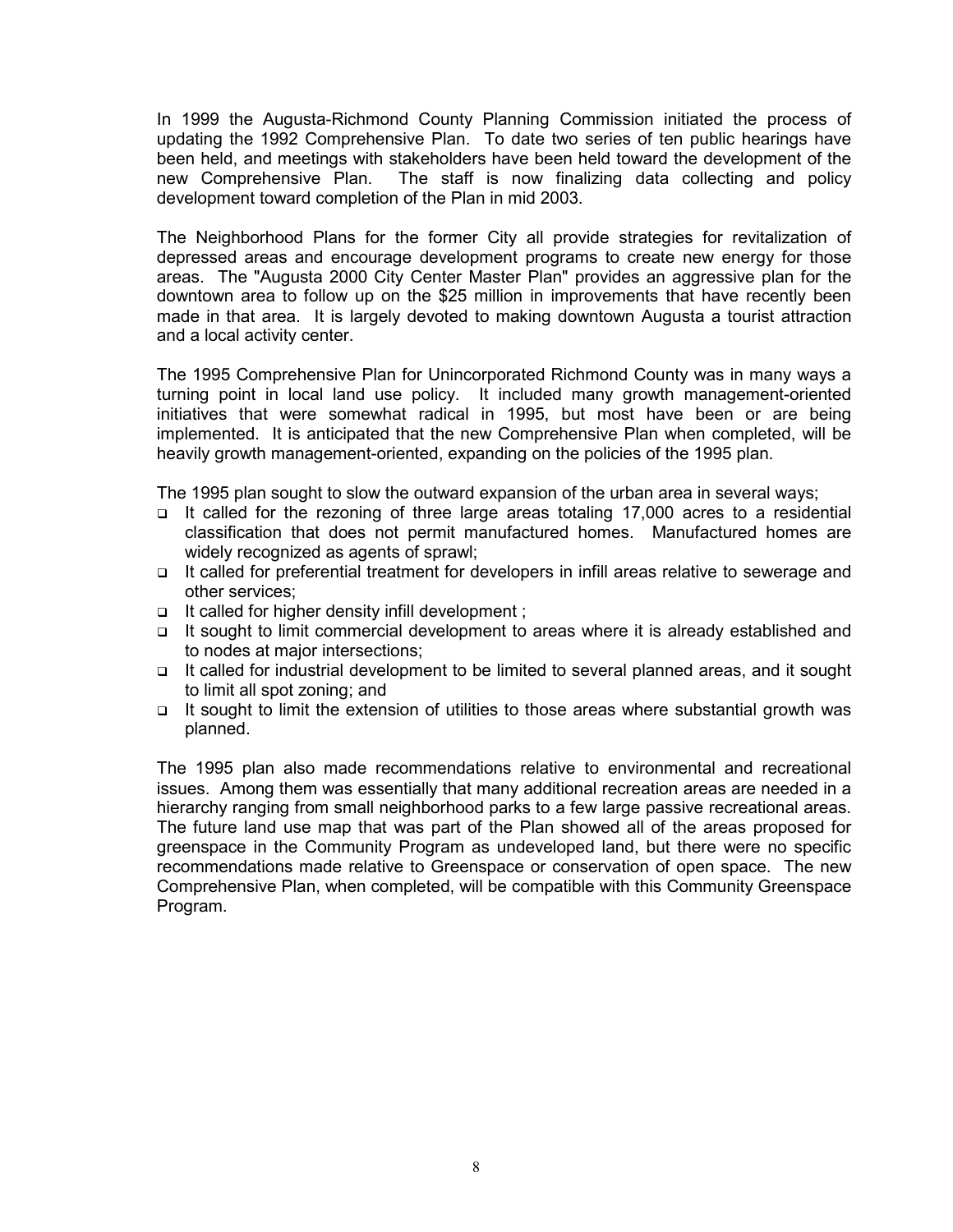In 1999 the Augusta-Richmond County Planning Commission initiated the process of updating the 1992 Comprehensive Plan. To date two series of ten public hearings have been held, and meetings with stakeholders have been held toward the development of the new Comprehensive Plan. The staff is now finalizing data collecting and policy development toward completion of the Plan in mid 2003.

The Neighborhood Plans for the former City all provide strategies for revitalization of depressed areas and encourage development programs to create new energy for those areas. The "Augusta 2000 City Center Master Plan" provides an aggressive plan for the downtown area to follow up on the $25 million in improvements that have recently been made in that area. It is largely devoted to making downtown Augusta a tourist attraction and a local activity center.

The 1995 Comprehensive Plan for Unincorporated Richmond County was in many ways a turning point in local land use policy. It included many growth management-oriented initiatives that were somewhat radical in 1995, but most have been or are being implemented. It is anticipated that the new Comprehensive Plan when completed, will be heavily growth management-oriented, expanding on the policies of the 1995 plan.

The 1995 plan sought to slow the outward expansion of the urban area in several ways;

- It called for the rezoning of three large areas totaling 17,000 acres to a residential classification that does not permit manufactured homes. Manufactured homes are widely recognized as agents of sprawl;
- It called for preferential treatment for developers in infill areas relative to sewerage and other services;
- It called for higher density infill development ;
- It sought to limit commercial development to areas where it is already established and to nodes at major intersections;
- It called for industrial development to be limited to several planned areas, and it sought to limit all spot zoning; and
- It sought to limit the extension of utilities to those areas where substantial growth was planned.

The 1995 plan also made recommendations relative to environmental and recreational issues. Among them was essentially that many additional recreation areas are needed in a hierarchy ranging from small neighborhood parks to a few large passive recreational areas. The future land use map that was part of the Plan showed all of the areas proposed for greenspace in the Community Program as undeveloped land, but there were no specific recommendations made relative to Greenspace or conservation of open space. The new Comprehensive Plan, when completed, will be compatible with this Community Greenspace Program.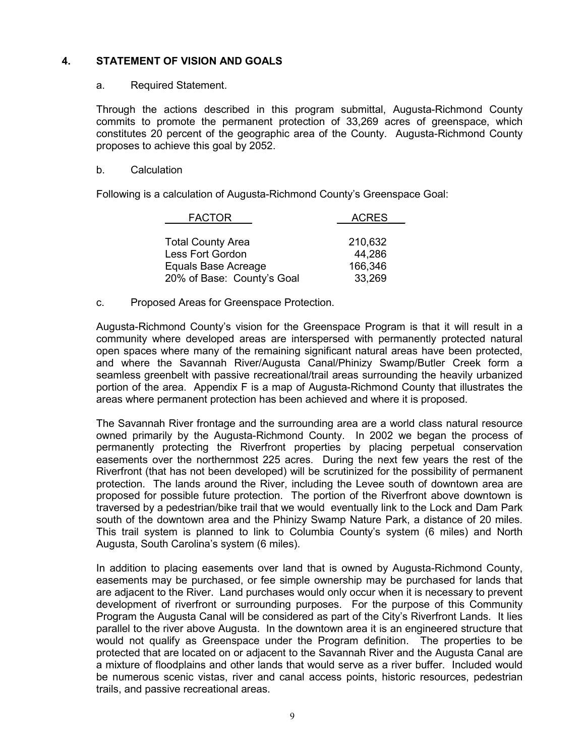## 4. STATEMENT OF VISION AND GOALS

a. Required Statement.

Through the actions described in this program submittal, Augusta-Richmond County commits to promote the permanent protection of 33,269 acres of greenspace, which constitutes 20 percent of the geographic area of the County. Augusta-Richmond County proposes to achieve this goal by 2052.

b. Calculation

Following is a calculation of Augusta-Richmond County's Greenspace Goal:

| FACTOR | ACRES |
|---|---|
| Total County Area | 210,632 |
| Less Fort Gordon | 44,286 |
| Equals Base Acreage | 166,346 |
| 20% of Base: County's Goal | 33,269 |

c. Proposed Areas for Greenspace Protection.

Augusta-Richmond County's vision for the Greenspace Program is that it will result in a community where developed areas are interspersed with permanently protected natural open spaces where many of the remaining significant natural areas have been protected, and where the Savannah River/Augusta Canal/Phinizy Swamp/Butler Creek form a seamless greenbelt with passive recreational/trail areas surrounding the heavily urbanized portion of the area. Appendix F is a map of Augusta-Richmond County that illustrates the areas where permanent protection has been achieved and where it is proposed.

The Savannah River frontage and the surrounding area are a world class natural resource owned primarily by the Augusta-Richmond County. In 2002 we began the process of permanently protecting the Riverfront properties by placing perpetual conservation easements over the northernmost 225 acres. During the next few years the rest of the Riverfront (that has not been developed) will be scrutinized for the possibility of permanent protection. The lands around the River, including the Levee south of downtown area are proposed for possible future protection. The portion of the Riverfront above downtown is traversed by a pedestrian/bike trail that we would eventually link to the Lock and Dam Park south of the downtown area and the Phinizy Swamp Nature Park, a distance of 20 miles. This trail system is planned to link to Columbia County's system (6 miles) and North Augusta, South Carolina's system (6 miles).

In addition to placing easements over land that is owned by Augusta-Richmond County, easements may be purchased, or fee simple ownership may be purchased for lands that are adjacent to the River. Land purchases would only occur when it is necessary to prevent development of riverfront or surrounding purposes. For the purpose of this Community Program the Augusta Canal will be considered as part of the City's Riverfront Lands. It lies parallel to the river above Augusta. In the downtown area it is an engineered structure that would not qualify as Greenspace under the Program definition. The properties to be protected that are located on or adjacent to the Savannah River and the Augusta Canal are a mixture of floodplains and other lands that would serve as a river buffer. Included would be numerous scenic vistas, river and canal access points, historic resources, pedestrian trails, and passive recreational areas.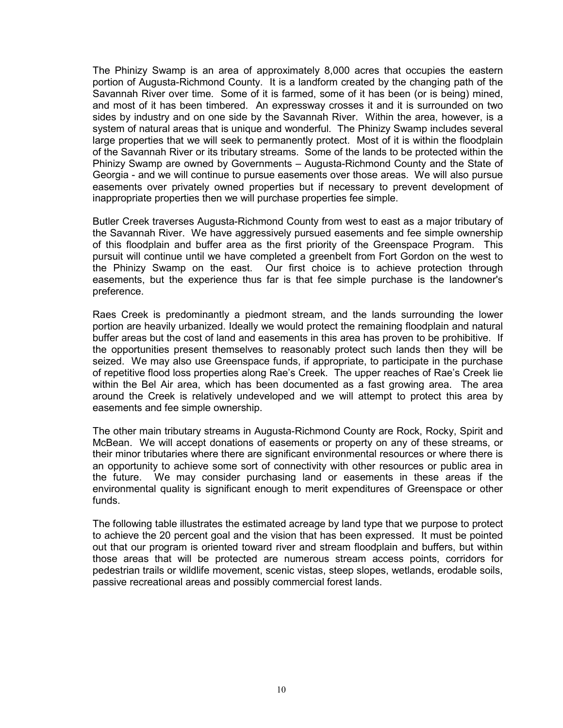The Phinizy Swamp is an area of approximately 8,000 acres that occupies the eastern portion of Augusta-Richmond County. It is a landform created by the changing path of the Savannah River over time. Some of it is farmed, some of it has been (or is being) mined, and most of it has been timbered. An expressway crosses it and it is surrounded on two sides by industry and on one side by the Savannah River. Within the area, however, is a system of natural areas that is unique and wonderful. The Phinizy Swamp includes several large properties that we will seek to permanently protect. Most of it is within the floodplain of the Savannah River or its tributary streams. Some of the lands to be protected within the Phinizy Swamp are owned by Governments – Augusta-Richmond County and the State of Georgia - and we will continue to pursue easements over those areas. We will also pursue easements over privately owned properties but if necessary to prevent development of inappropriate properties then we will purchase properties fee simple.

Butler Creek traverses Augusta-Richmond County from west to east as a major tributary of the Savannah River. We have aggressively pursued easements and fee simple ownership of this floodplain and buffer area as the first priority of the Greenspace Program. This pursuit will continue until we have completed a greenbelt from Fort Gordon on the west to the Phinizy Swamp on the east. Our first choice is to achieve protection through easements, but the experience thus far is that fee simple purchase is the landowner's preference.

Raes Creek is predominantly a piedmont stream, and the lands surrounding the lower portion are heavily urbanized. Ideally we would protect the remaining floodplain and natural buffer areas but the cost of land and easements in this area has proven to be prohibitive. If the opportunities present themselves to reasonably protect such lands then they will be seized. We may also use Greenspace funds, if appropriate, to participate in the purchase of repetitive flood loss properties along Rae's Creek. The upper reaches of Rae's Creek lie within the Bel Air area, which has been documented as a fast growing area. The area around the Creek is relatively undeveloped and we will attempt to protect this area by easements and fee simple ownership.

The other main tributary streams in Augusta-Richmond County are Rock, Rocky, Spirit and McBean. We will accept donations of easements or property on any of these streams, or their minor tributaries where there are significant environmental resources or where there is an opportunity to achieve some sort of connectivity with other resources or public area in the future. We may consider purchasing land or easements in these areas if the environmental quality is significant enough to merit expenditures of Greenspace or other funds.

The following table illustrates the estimated acreage by land type that we purpose to protect to achieve the 20 percent goal and the vision that has been expressed. It must be pointed out that our program is oriented toward river and stream floodplain and buffers, but within those areas that will be protected are numerous stream access points, corridors for pedestrian trails or wildlife movement, scenic vistas, steep slopes, wetlands, erodable soils, passive recreational areas and possibly commercial forest lands.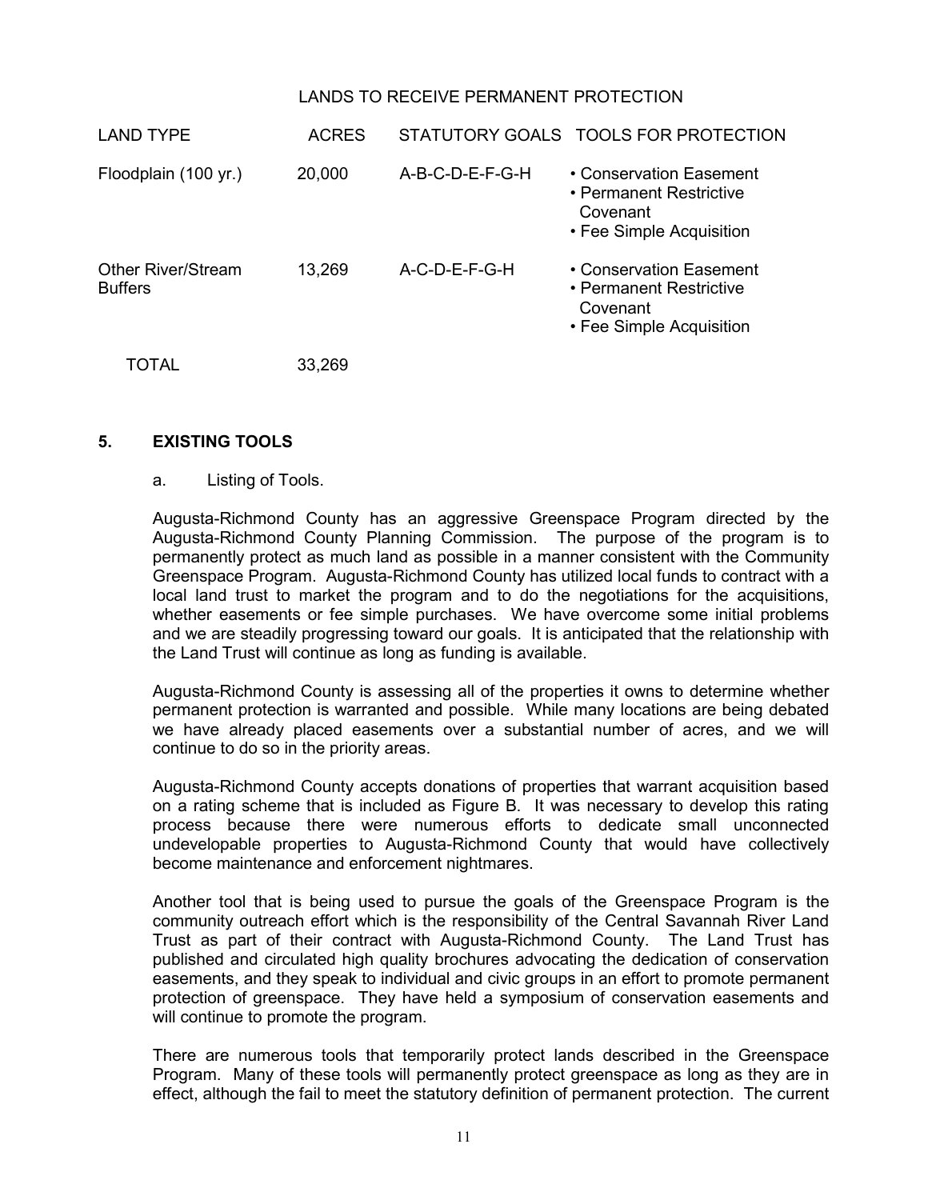LANDS TO RECEIVE PERMANENT PROTECTION

| LAND TYPE | ACRES | STATUTORY GOALS | TOOLS FOR PROTECTION |
|---|---|---|---|
| Floodplain (100 yr.) | 20,000 | A-B-C-D-E-F-G-H | • Conservation Easement<br>• Permanent Restrictive Covenant<br>• Fee Simple Acquisition |
| Other River/Stream Buffers | 13,269 | A-C-D-E-F-G-H | • Conservation Easement<br>• Permanent Restrictive Covenant<br>• Fee Simple Acquisition |
| TOTAL | 33,269 | | |

## 5. EXISTING TOOLS

a. Listing of Tools.

Augusta-Richmond County has an aggressive Greenspace Program directed by the Augusta-Richmond County Planning Commission. The purpose of the program is to permanently protect as much land as possible in a manner consistent with the Community Greenspace Program. Augusta-Richmond County has utilized local funds to contract with a local land trust to market the program and to do the negotiations for the acquisitions, whether easements or fee simple purchases. We have overcome some initial problems and we are steadily progressing toward our goals. It is anticipated that the relationship with the Land Trust will continue as long as funding is available.

Augusta-Richmond County is assessing all of the properties it owns to determine whether permanent protection is warranted and possible. While many locations are being debated we have already placed easements over a substantial number of acres, and we will continue to do so in the priority areas.

Augusta-Richmond County accepts donations of properties that warrant acquisition based on a rating scheme that is included as Figure B. It was necessary to develop this rating process because there were numerous efforts to dedicate small unconnected undevelopable properties to Augusta-Richmond County that would have collectively become maintenance and enforcement nightmares.

Another tool that is being used to pursue the goals of the Greenspace Program is the community outreach effort which is the responsibility of the Central Savannah River Land Trust as part of their contract with Augusta-Richmond County. The Land Trust has published and circulated high quality brochures advocating the dedication of conservation easements, and they speak to individual and civic groups in an effort to promote permanent protection of greenspace. They have held a symposium of conservation easements and will continue to promote the program.

There are numerous tools that temporarily protect lands described in the Greenspace Program. Many of these tools will permanently protect greenspace as long as they are in effect, although the fail to meet the statutory definition of permanent protection. The current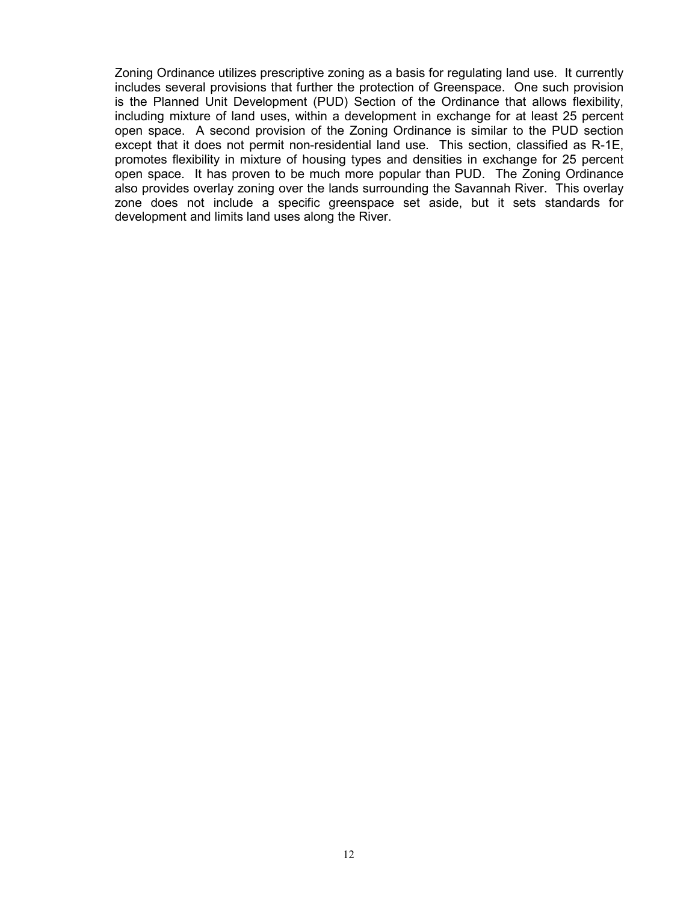Zoning Ordinance utilizes prescriptive zoning as a basis for regulating land use. It currently includes several provisions that further the protection of Greenspace. One such provision is the Planned Unit Development (PUD) Section of the Ordinance that allows flexibility, including mixture of land uses, within a development in exchange for at least 25 percent open space. A second provision of the Zoning Ordinance is similar to the PUD section except that it does not permit non-residential land use. This section, classified as R-1E, promotes flexibility in mixture of housing types and densities in exchange for 25 percent open space. It has proven to be much more popular than PUD. The Zoning Ordinance also provides overlay zoning over the lands surrounding the Savannah River. This overlay zone does not include a specific greenspace set aside, but it sets standards for development and limits land uses along the River.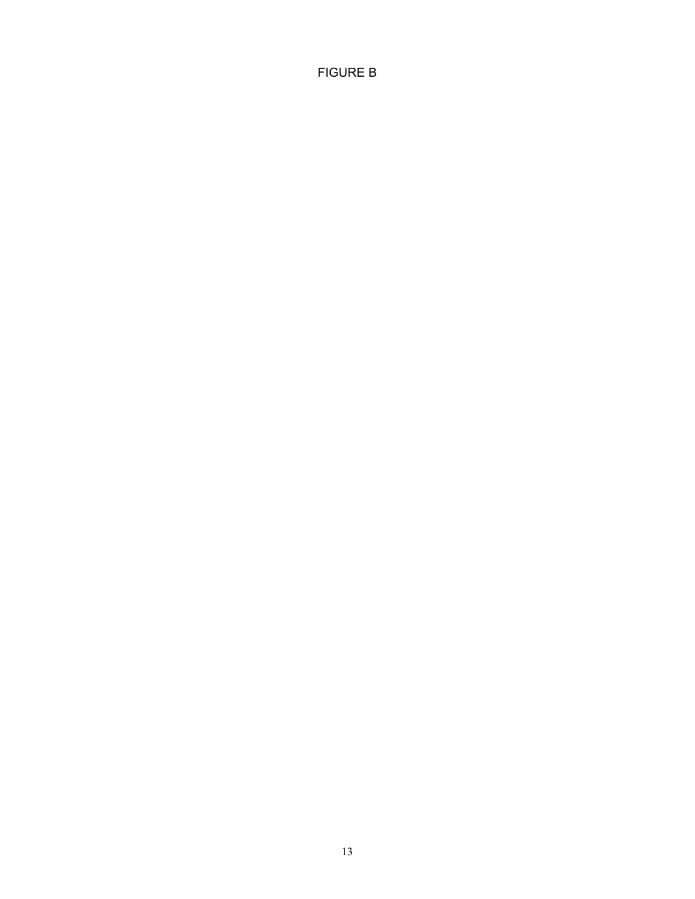FIGURE B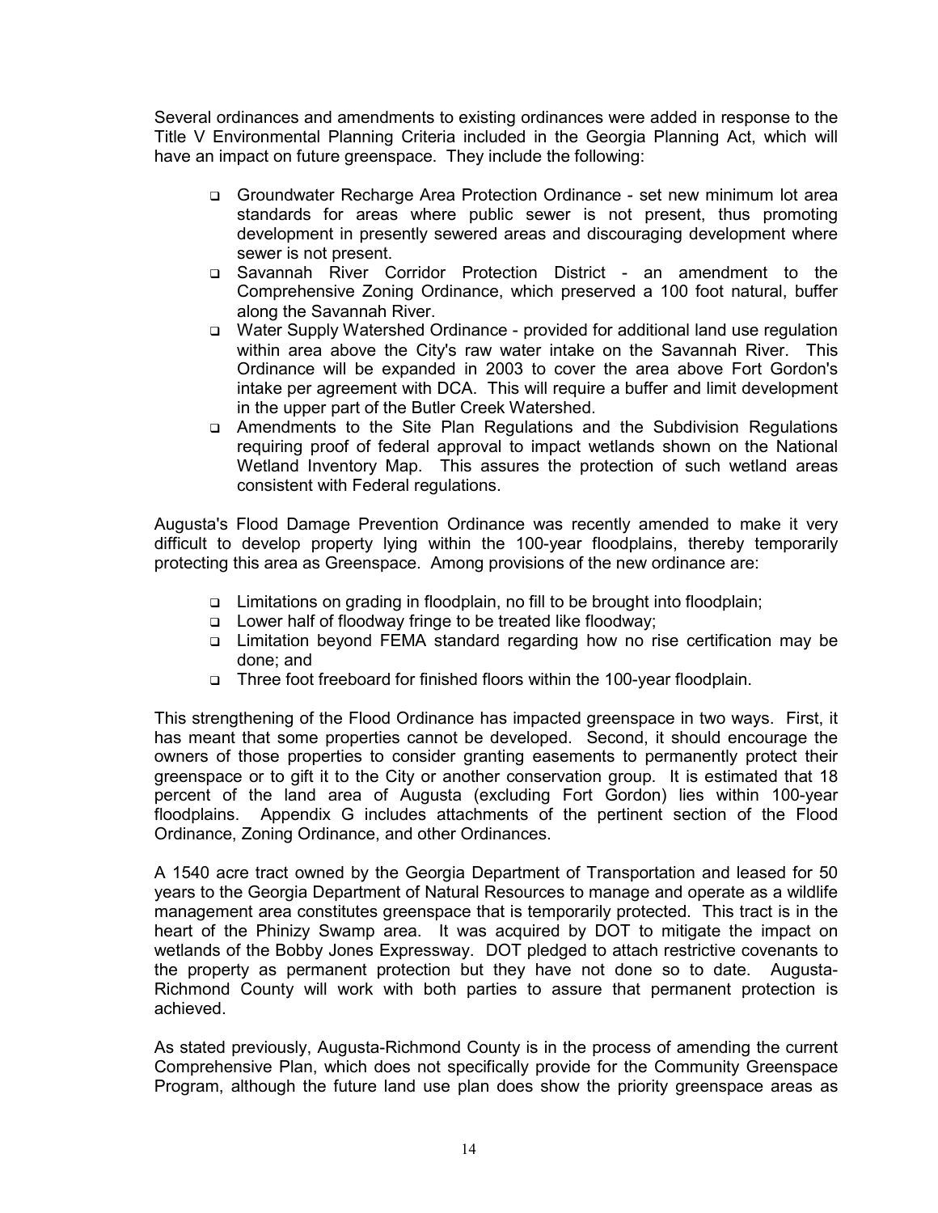Several ordinances and amendments to existing ordinances were added in response to the Title V Environmental Planning Criteria included in the Georgia Planning Act, which will have an impact on future greenspace. They include the following:

- Groundwater Recharge Area Protection Ordinance - set new minimum lot area standards for areas where public sewer is not present, thus promoting development in presently sewered areas and discouraging development where sewer is not present.
- Savannah River Corridor Protection District - an amendment to the Comprehensive Zoning Ordinance, which preserved a 100 foot natural, buffer along the Savannah River.
- Water Supply Watershed Ordinance - provided for additional land use regulation within area above the City's raw water intake on the Savannah River. This Ordinance will be expanded in 2003 to cover the area above Fort Gordon's intake per agreement with DCA. This will require a buffer and limit development in the upper part of the Butler Creek Watershed.
- Amendments to the Site Plan Regulations and the Subdivision Regulations requiring proof of federal approval to impact wetlands shown on the National Wetland Inventory Map. This assures the protection of such wetland areas consistent with Federal regulations.

Augusta's Flood Damage Prevention Ordinance was recently amended to make it very difficult to develop property lying within the 100-year floodplains, thereby temporarily protecting this area as Greenspace. Among provisions of the new ordinance are:

- Limitations on grading in floodplain, no fill to be brought into floodplain;
- Lower half of floodway fringe to be treated like floodway;
- Limitation beyond FEMA standard regarding how no rise certification may be done; and
- Three foot freeboard for finished floors within the 100-year floodplain.

This strengthening of the Flood Ordinance has impacted greenspace in two ways. First, it has meant that some properties cannot be developed. Second, it should encourage the owners of those properties to consider granting easements to permanently protect their greenspace or to gift it to the City or another conservation group. It is estimated that 18 percent of the land area of Augusta (excluding Fort Gordon) lies within 100-year floodplains. Appendix G includes attachments of the pertinent section of the Flood Ordinance, Zoning Ordinance, and other Ordinances.

A 1540 acre tract owned by the Georgia Department of Transportation and leased for 50 years to the Georgia Department of Natural Resources to manage and operate as a wildlife management area constitutes greenspace that is temporarily protected. This tract is in the heart of the Phinizy Swamp area. It was acquired by DOT to mitigate the impact on wetlands of the Bobby Jones Expressway. DOT pledged to attach restrictive covenants to the property as permanent protection but they have not done so to date. Augusta-Richmond County will work with both parties to assure that permanent protection is achieved.

As stated previously, Augusta-Richmond County is in the process of amending the current Comprehensive Plan, which does not specifically provide for the Community Greenspace Program, although the future land use plan does show the priority greenspace areas as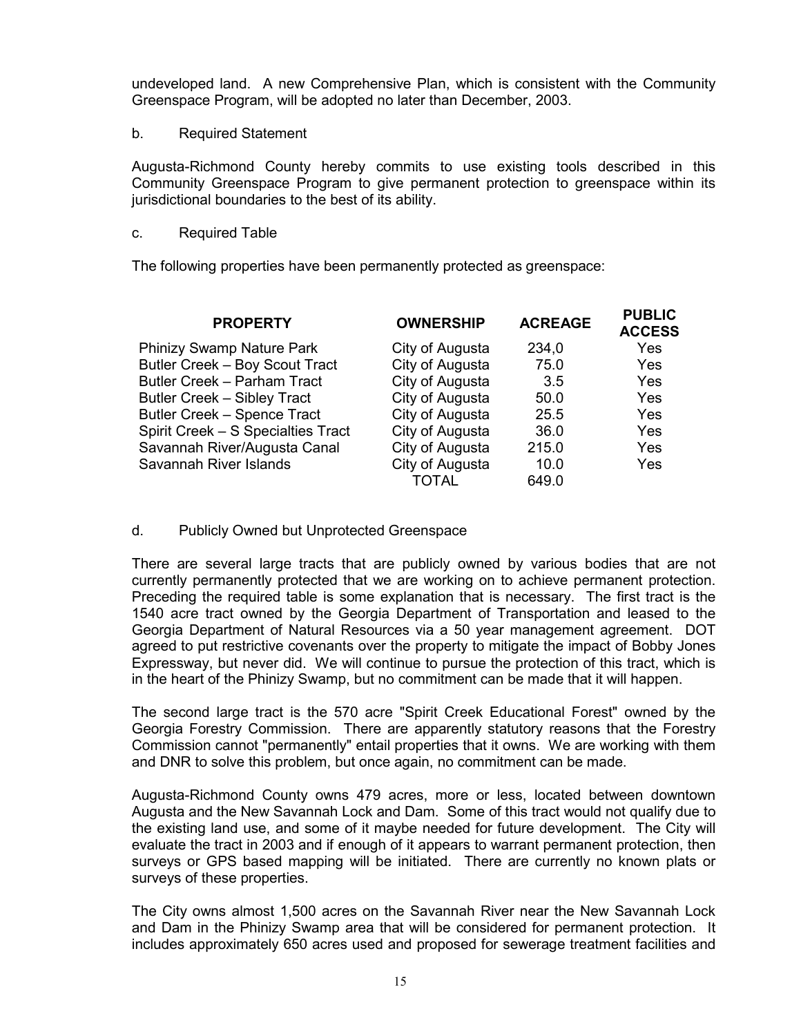undeveloped land. A new Comprehensive Plan, which is consistent with the Community Greenspace Program, will be adopted no later than December, 2003.

b. Required Statement

Augusta-Richmond County hereby commits to use existing tools described in this Community Greenspace Program to give permanent protection to greenspace within its jurisdictional boundaries to the best of its ability.

c. Required Table

The following properties have been permanently protected as greenspace:

| PROPERTY | OWNERSHIP | ACREAGE | PUBLIC ACCESS |
|---|---|---|---|
| Phinizy Swamp Nature Park | City of Augusta | 234,0 | Yes |
| Butler Creek – Boy Scout Tract | City of Augusta | 75.0 | Yes |
| Butler Creek – Parham Tract | City of Augusta | 3.5 | Yes |
| Butler Creek – Sibley Tract | City of Augusta | 50.0 | Yes |
| Butler Creek – Spence Tract | City of Augusta | 25.5 | Yes |
| Spirit Creek – S Specialties Tract | City of Augusta | 36.0 | Yes |
| Savannah River/Augusta Canal | City of Augusta | 215.0 | Yes |
| Savannah River Islands | City of Augusta | 10.0 | Yes |
| | TOTAL | 649.0 | |

d. Publicly Owned but Unprotected Greenspace

There are several large tracts that are publicly owned by various bodies that are not currently permanently protected that we are working on to achieve permanent protection. Preceding the required table is some explanation that is necessary. The first tract is the 1540 acre tract owned by the Georgia Department of Transportation and leased to the Georgia Department of Natural Resources via a 50 year management agreement. DOT agreed to put restrictive covenants over the property to mitigate the impact of Bobby Jones Expressway, but never did. We will continue to pursue the protection of this tract, which is in the heart of the Phinizy Swamp, but no commitment can be made that it will happen.

The second large tract is the 570 acre "Spirit Creek Educational Forest" owned by the Georgia Forestry Commission. There are apparently statutory reasons that the Forestry Commission cannot "permanently" entail properties that it owns. We are working with them and DNR to solve this problem, but once again, no commitment can be made.

Augusta-Richmond County owns 479 acres, more or less, located between downtown Augusta and the New Savannah Lock and Dam. Some of this tract would not qualify due to the existing land use, and some of it maybe needed for future development. The City will evaluate the tract in 2003 and if enough of it appears to warrant permanent protection, then surveys or GPS based mapping will be initiated. There are currently no known plats or surveys of these properties.

The City owns almost 1,500 acres on the Savannah River near the New Savannah Lock and Dam in the Phinizy Swamp area that will be considered for permanent protection. It includes approximately 650 acres used and proposed for sewerage treatment facilities and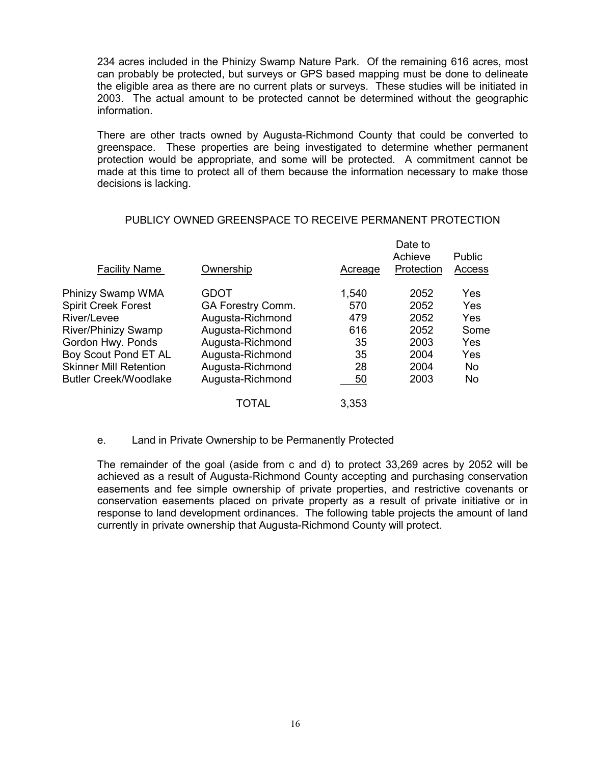234 acres included in the Phinizy Swamp Nature Park. Of the remaining 616 acres, most can probably be protected, but surveys or GPS based mapping must be done to delineate the eligible area as there are no current plats or surveys. These studies will be initiated in 2003. The actual amount to be protected cannot be determined without the geographic information.

There are other tracts owned by Augusta-Richmond County that could be converted to greenspace. These properties are being investigated to determine whether permanent protection would be appropriate, and some will be protected. A commitment cannot be made at this time to protect all of them because the information necessary to make those decisions is lacking.

PUBLICY OWNED GREENSPACE TO RECEIVE PERMANENT PROTECTION

| Facility Name | Ownership | Acreage | Date to Achieve Protection | Public Access |
|---|---|---|---|---|
| Phinizy Swamp WMA | GDOT | 1,540 | 2052 | Yes |
| Spirit Creek Forest | GA Forestry Comm. | 570 | 2052 | Yes |
| River/Levee | Augusta-Richmond | 479 | 2052 | Yes |
| River/Phinizy Swamp | Augusta-Richmond | 616 | 2052 | Some |
| Gordon Hwy. Ponds | Augusta-Richmond | 35 | 2003 | Yes |
| Boy Scout Pond ET AL | Augusta-Richmond | 35 | 2004 | Yes |
| Skinner Mill Retention | Augusta-Richmond | 28 | 2004 | No |
| Butler Creek/Woodlake | Augusta-Richmond | 50 | 2003 | No |
| | TOTAL | 3,353 | | |

e. Land in Private Ownership to be Permanently Protected

The remainder of the goal (aside from c and d) to protect 33,269 acres by 2052 will be achieved as a result of Augusta-Richmond County accepting and purchasing conservation easements and fee simple ownership of private properties, and restrictive covenants or conservation easements placed on private property as a result of private initiative or in response to land development ordinances. The following table projects the amount of land currently in private ownership that Augusta-Richmond County will protect.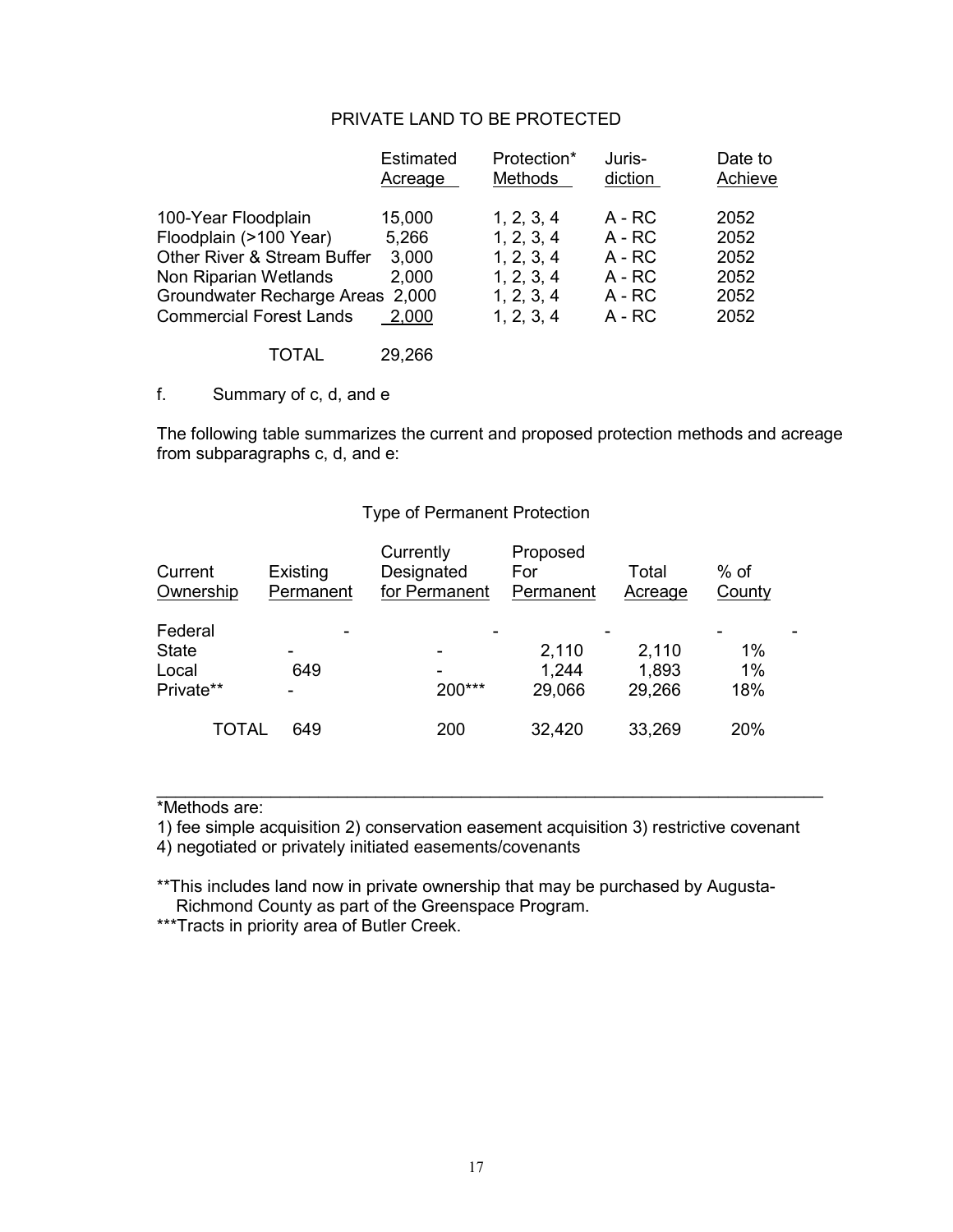### PRIVATE LAND TO BE PROTECTED

| | Estimated Acreage | Protection* Methods | Juris-diction | Date to Achieve |
|---|---|---|---|---|
| 100-Year Floodplain | 15,000 | 1, 2, 3, 4 | A - RC | 2052 |
| Floodplain (>100 Year) | 5,266 | 1, 2, 3, 4 | A - RC | 2052 |
| Other River & Stream Buffer | 3,000 | 1, 2, 3, 4 | A - RC | 2052 |
| Non Riparian Wetlands | 2,000 | 1, 2, 3, 4 | A - RC | 2052 |
| Groundwater Recharge Areas | 2,000 | 1, 2, 3, 4 | A - RC | 2052 |
| Commercial Forest Lands | 2,000 | 1, 2, 3, 4 | A - RC | 2052 |
| TOTAL | 29,266 | | | |

f. Summary of c, d, and e

The following table summarizes the current and proposed protection methods and acreage from subparagraphs c, d, and e:

### Type of Permanent Protection

| Current Ownership | Existing Permanent | Currently Designated for Permanent | Proposed For Permanent | Total Acreage | % of County |
|---|---|---|---|---|---|
| Federal | - | - | - | - | - |
| State | - | - | 2,110 | 2,110 | 1% |
| Local | 649 | - | 1,244 | 1,893 | 1% |
| Private** | - | 200*** | 29,066 | 29,266 | 18% |
| TOTAL | 649 | 200 | 32,420 | 33,269 | 20% |

---

*Methods are:
1) fee simple acquisition 2) conservation easement acquisition 3) restrictive covenant
4) negotiated or privately initiated easements/covenants

**This includes land now in private ownership that may be purchased by Augusta-Richmond County as part of the Greenspace Program.

***Tracts in priority area of Butler Creek.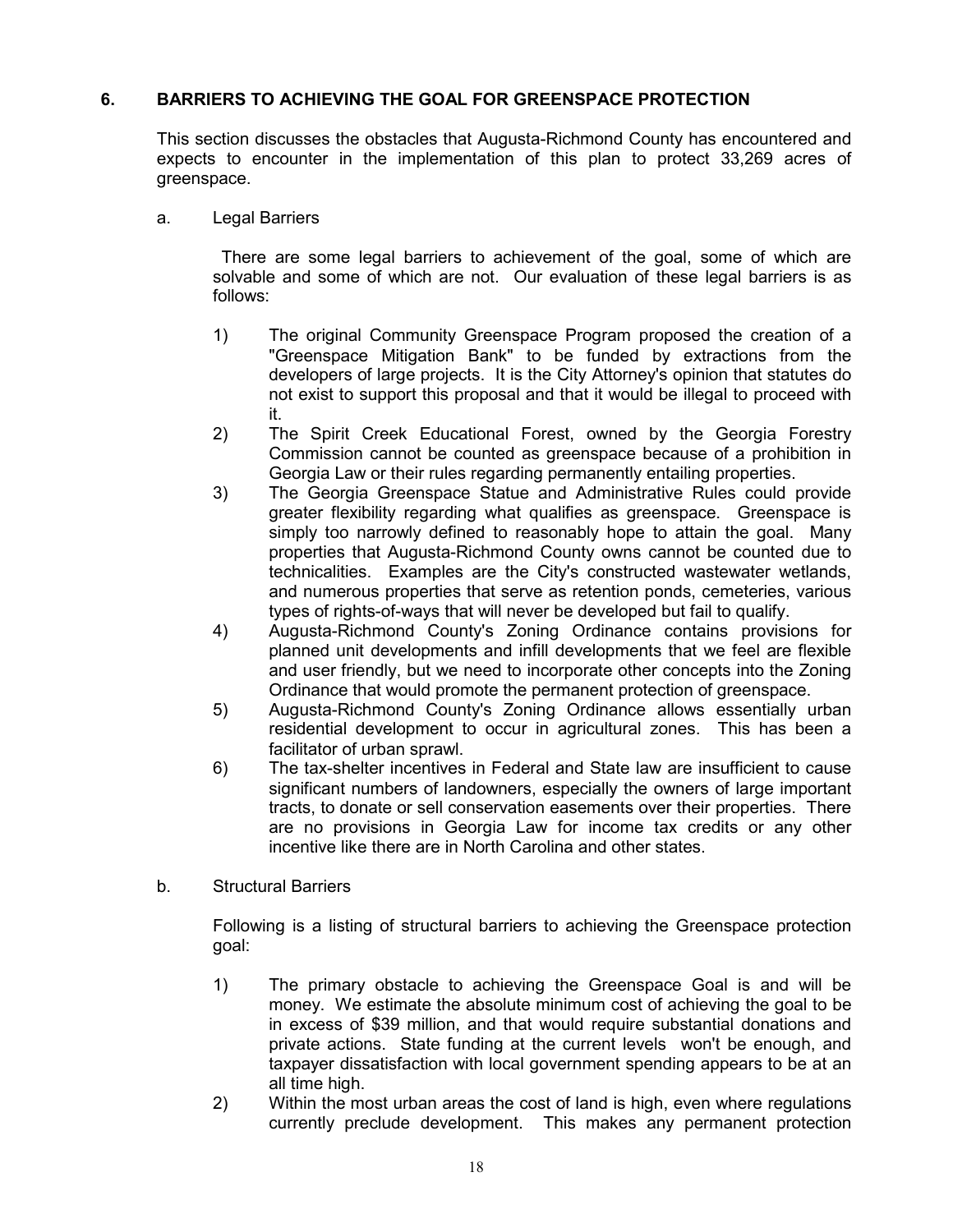## 6. BARRIERS TO ACHIEVING THE GOAL FOR GREENSPACE PROTECTION

This section discusses the obstacles that Augusta-Richmond County has encountered and expects to encounter in the implementation of this plan to protect 33,269 acres of greenspace.

### a. Legal Barriers

There are some legal barriers to achievement of the goal, some of which are solvable and some of which are not. Our evaluation of these legal barriers is as follows:

1) The original Community Greenspace Program proposed the creation of a "Greenspace Mitigation Bank" to be funded by extractions from the developers of large projects. It is the City Attorney's opinion that statutes do not exist to support this proposal and that it would be illegal to proceed with it.
2) The Spirit Creek Educational Forest, owned by the Georgia Forestry Commission cannot be counted as greenspace because of a prohibition in Georgia Law or their rules regarding permanently entailing properties.
3) The Georgia Greenspace Statue and Administrative Rules could provide greater flexibility regarding what qualifies as greenspace. Greenspace is simply too narrowly defined to reasonably hope to attain the goal. Many properties that Augusta-Richmond County owns cannot be counted due to technicalities. Examples are the City's constructed wastewater wetlands, and numerous properties that serve as retention ponds, cemeteries, various types of rights-of-ways that will never be developed but fail to qualify.
4) Augusta-Richmond County's Zoning Ordinance contains provisions for planned unit developments and infill developments that we feel are flexible and user friendly, but we need to incorporate other concepts into the Zoning Ordinance that would promote the permanent protection of greenspace.
5) Augusta-Richmond County's Zoning Ordinance allows essentially urban residential development to occur in agricultural zones. This has been a facilitator of urban sprawl.
6) The tax-shelter incentives in Federal and State law are insufficient to cause significant numbers of landowners, especially the owners of large important tracts, to donate or sell conservation easements over their properties. There are no provisions in Georgia Law for income tax credits or any other incentive like there are in North Carolina and other states.

### b. Structural Barriers

Following is a listing of structural barriers to achieving the Greenspace protection goal:

1) The primary obstacle to achieving the Greenspace Goal is and will be money. We estimate the absolute minimum cost of achieving the goal to be in excess of $39 million, and that would require substantial donations and private actions. State funding at the current levels won't be enough, and taxpayer dissatisfaction with local government spending appears to be at an all time high.
2) Within the most urban areas the cost of land is high, even where regulations currently preclude development. This makes any permanent protection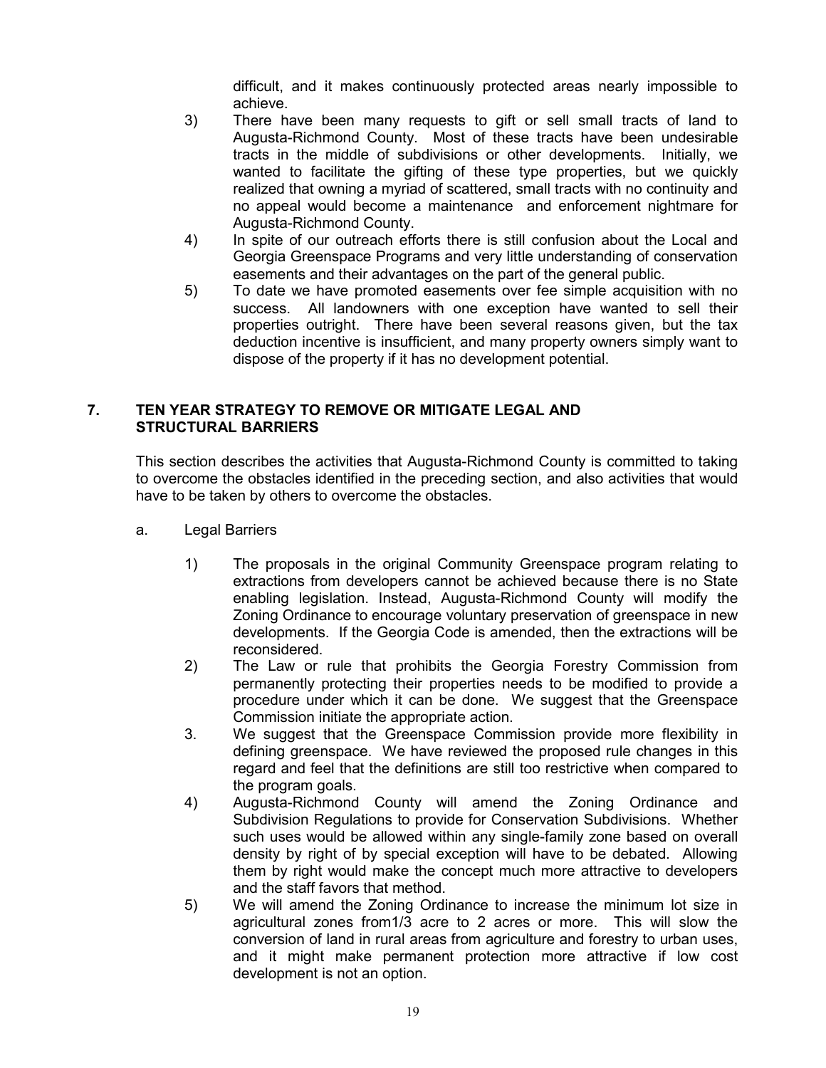difficult, and it makes continuously protected areas nearly impossible to achieve.

3) There have been many requests to gift or sell small tracts of land to Augusta-Richmond County. Most of these tracts have been undesirable tracts in the middle of subdivisions or other developments. Initially, we wanted to facilitate the gifting of these type properties, but we quickly realized that owning a myriad of scattered, small tracts with no continuity and no appeal would become a maintenance and enforcement nightmare for Augusta-Richmond County.

4) In spite of our outreach efforts there is still confusion about the Local and Georgia Greenspace Programs and very little understanding of conservation easements and their advantages on the part of the general public.

5) To date we have promoted easements over fee simple acquisition with no success. All landowners with one exception have wanted to sell their properties outright. There have been several reasons given, but the tax deduction incentive is insufficient, and many property owners simply want to dispose of the property if it has no development potential.

## 7. TEN YEAR STRATEGY TO REMOVE OR MITIGATE LEGAL AND STRUCTURAL BARRIERS

This section describes the activities that Augusta-Richmond County is committed to taking to overcome the obstacles identified in the preceding section, and also activities that would have to be taken by others to overcome the obstacles.

a. Legal Barriers

1) The proposals in the original Community Greenspace program relating to extractions from developers cannot be achieved because there is no State enabling legislation. Instead, Augusta-Richmond County will modify the Zoning Ordinance to encourage voluntary preservation of greenspace in new developments. If the Georgia Code is amended, then the extractions will be reconsidered.

2) The Law or rule that prohibits the Georgia Forestry Commission from permanently protecting their properties needs to be modified to provide a procedure under which it can be done. We suggest that the Greenspace Commission initiate the appropriate action.

3. We suggest that the Greenspace Commission provide more flexibility in defining greenspace. We have reviewed the proposed rule changes in this regard and feel that the definitions are still too restrictive when compared to the program goals.

4) Augusta-Richmond County will amend the Zoning Ordinance and Subdivision Regulations to provide for Conservation Subdivisions. Whether such uses would be allowed within any single-family zone based on overall density by right of by special exception will have to be debated. Allowing them by right would make the concept much more attractive to developers and the staff favors that method.

5) We will amend the Zoning Ordinance to increase the minimum lot size in agricultural zones from1/3 acre to 2 acres or more. This will slow the conversion of land in rural areas from agriculture and forestry to urban uses, and it might make permanent protection more attractive if low cost development is not an option.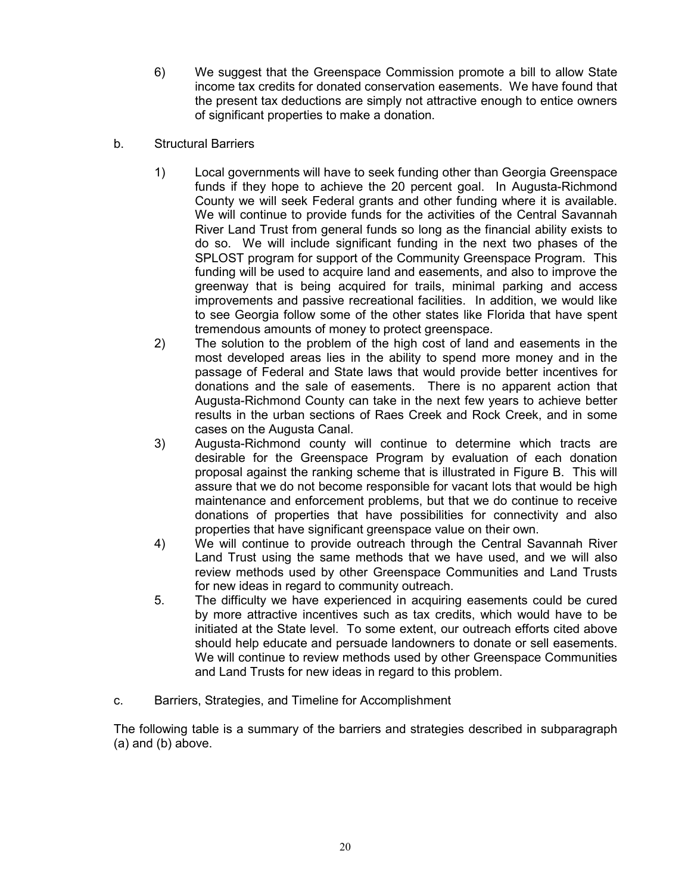6) We suggest that the Greenspace Commission promote a bill to allow State income tax credits for donated conservation easements. We have found that the present tax deductions are simply not attractive enough to entice owners of significant properties to make a donation.

b. Structural Barriers

1) Local governments will have to seek funding other than Georgia Greenspace funds if they hope to achieve the 20 percent goal. In Augusta-Richmond County we will seek Federal grants and other funding where it is available. We will continue to provide funds for the activities of the Central Savannah River Land Trust from general funds so long as the financial ability exists to do so. We will include significant funding in the next two phases of the SPLOST program for support of the Community Greenspace Program. This funding will be used to acquire land and easements, and also to improve the greenway that is being acquired for trails, minimal parking and access improvements and passive recreational facilities. In addition, we would like to see Georgia follow some of the other states like Florida that have spent tremendous amounts of money to protect greenspace.

2) The solution to the problem of the high cost of land and easements in the most developed areas lies in the ability to spend more money and in the passage of Federal and State laws that would provide better incentives for donations and the sale of easements. There is no apparent action that Augusta-Richmond County can take in the next few years to achieve better results in the urban sections of Raes Creek and Rock Creek, and in some cases on the Augusta Canal.

3) Augusta-Richmond county will continue to determine which tracts are desirable for the Greenspace Program by evaluation of each donation proposal against the ranking scheme that is illustrated in Figure B. This will assure that we do not become responsible for vacant lots that would be high maintenance and enforcement problems, but that we do continue to receive donations of properties that have possibilities for connectivity and also properties that have significant greenspace value on their own.

4) We will continue to provide outreach through the Central Savannah River Land Trust using the same methods that we have used, and we will also review methods used by other Greenspace Communities and Land Trusts for new ideas in regard to community outreach.

5. The difficulty we have experienced in acquiring easements could be cured by more attractive incentives such as tax credits, which would have to be initiated at the State level. To some extent, our outreach efforts cited above should help educate and persuade landowners to donate or sell easements. We will continue to review methods used by other Greenspace Communities and Land Trusts for new ideas in regard to this problem.

c. Barriers, Strategies, and Timeline for Accomplishment

The following table is a summary of the barriers and strategies described in subparagraph (a) and (b) above.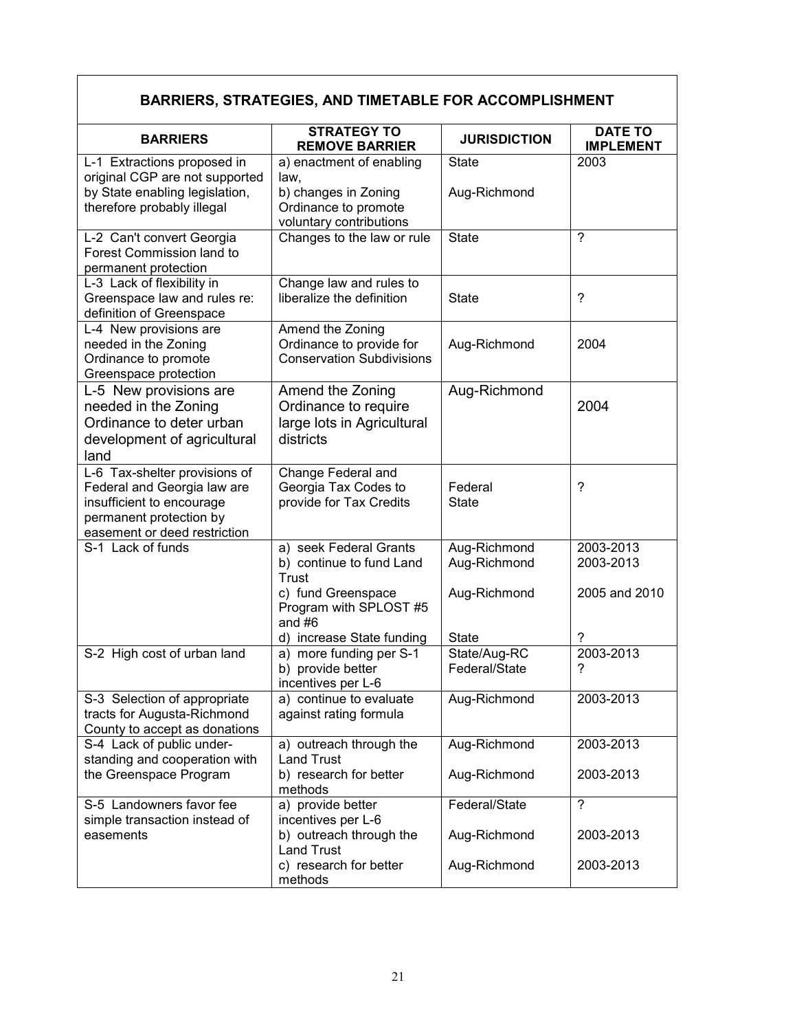## BARRIERS, STRATEGIES, AND TIMETABLE FOR ACCOMPLISHMENT

| BARRIERS | STRATEGY TO REMOVE BARRIER | JURISDICTION | DATE TO IMPLEMENT |
|---|---|---|---|
| L-1 Extractions proposed in original CGP are not supported by State enabling legislation, therefore probably illegal | a) enactment of enabling law,<br>b) changes in Zoning Ordinance to promote voluntary contributions | State<br>Aug-Richmond | 2003 |
| L-2 Can't convert Georgia Forest Commission land to permanent protection | Changes to the law or rule | State | ? |
| L-3 Lack of flexibility in Greenspace law and rules re: definition of Greenspace | Change law and rules to liberalize the definition | State | ? |
| L-4 New provisions are needed in the Zoning Ordinance to promote Greenspace protection | Amend the Zoning Ordinance to provide for Conservation Subdivisions | Aug-Richmond | 2004 |
| L-5 New provisions are needed in the Zoning Ordinance to deter urban development of agricultural land | Amend the Zoning Ordinance to require large lots in Agricultural districts | Aug-Richmond | 2004 |
| L-6 Tax-shelter provisions of Federal and Georgia law are insufficient to encourage permanent protection by easement or deed restriction | Change Federal and Georgia Tax Codes to provide for Tax Credits | Federal<br>State | ? |
| S-1 Lack of funds | a) seek Federal Grants<br>b) continue to fund Land Trust<br>c) fund Greenspace Program with SPLOST #5 and #6<br>d) increase State funding | Aug-Richmond<br>Aug-Richmond<br>Aug-Richmond<br>State | 2003-2013<br>2003-2013<br>2005 and 2010<br>? |
| S-2 High cost of urban land | a) more funding per S-1<br>b) provide better incentives per L-6 | State/Aug-RC<br>Federal/State | 2003-2013<br>? |
| S-3 Selection of appropriate tracts for Augusta-Richmond County to accept as donations | a) continue to evaluate against rating formula | Aug-Richmond | 2003-2013 |
| S-4 Lack of public under-standing and cooperation with the Greenspace Program | a) outreach through the Land Trust<br>b) research for better methods | Aug-Richmond<br>Aug-Richmond | 2003-2013<br>2003-2013 |
| S-5 Landowners favor fee simple transaction instead of easements | a) provide better incentives per L-6<br>b) outreach through the Land Trust<br>c) research for better methods | Federal/State<br>Aug-Richmond<br>Aug-Richmond | ?<br>2003-2013<br>2003-2013 |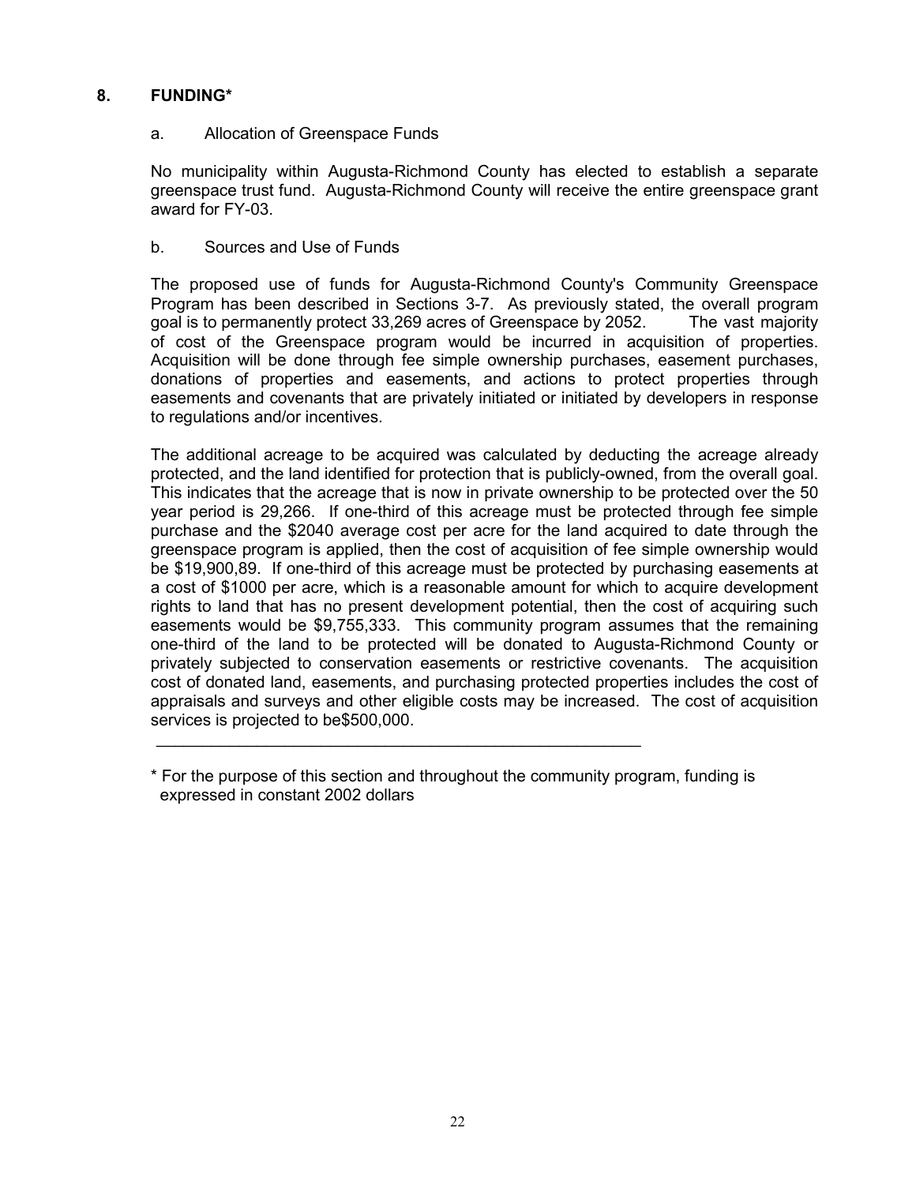## 8. FUNDING*

### a. Allocation of Greenspace Funds

No municipality within Augusta-Richmond County has elected to establish a separate greenspace trust fund. Augusta-Richmond County will receive the entire greenspace grant award for FY-03.

### b. Sources and Use of Funds

The proposed use of funds for Augusta-Richmond County's Community Greenspace Program has been described in Sections 3-7. As previously stated, the overall program goal is to permanently protect 33,269 acres of Greenspace by 2052. The vast majority of cost of the Greenspace program would be incurred in acquisition of properties. Acquisition will be done through fee simple ownership purchases, easement purchases, donations of properties and easements, and actions to protect properties through easements and covenants that are privately initiated or initiated by developers in response to regulations and/or incentives.

The additional acreage to be acquired was calculated by deducting the acreage already protected, and the land identified for protection that is publicly-owned, from the overall goal. This indicates that the acreage that is now in private ownership to be protected over the 50 year period is 29,266. If one-third of this acreage must be protected through fee simple purchase and the $2040 average cost per acre for the land acquired to date through the greenspace program is applied, then the cost of acquisition of fee simple ownership would be $19,900,89. If one-third of this acreage must be protected by purchasing easements at a cost of $1000 per acre, which is a reasonable amount for which to acquire development rights to land that has no present development potential, then the cost of acquiring such easements would be $9,755,333. This community program assumes that the remaining one-third of the land to be protected will be donated to Augusta-Richmond County or privately subjected to conservation easements or restrictive covenants. The acquisition cost of donated land, easements, and purchasing protected properties includes the cost of appraisals and surveys and other eligible costs may be increased. The cost of acquisition services is projected to be$500,000.

---

* For the purpose of this section and throughout the community program, funding is expressed in constant 2002 dollars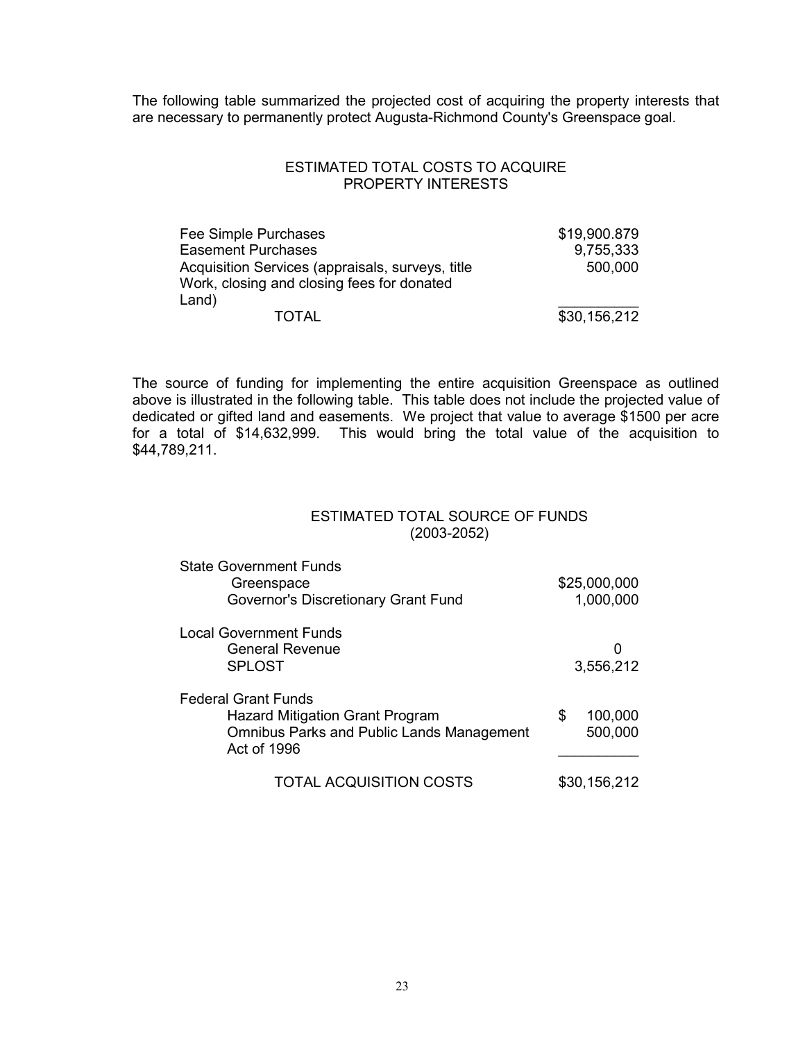The following table summarized the projected cost of acquiring the property interests that are necessary to permanently protect Augusta-Richmond County's Greenspace goal.

### ESTIMATED TOTAL COSTS TO ACQUIRE PROPERTY INTERESTS

| | |
|---|---|
| Fee Simple Purchases | \$19,900.879 |
| Easement Purchases | 9,755,333 |
| Acquisition Services (appraisals, surveys, title Work, closing and closing fees for donated Land) | 500,000 |
| TOTAL | \$30,156,212 |

The source of funding for implementing the entire acquisition Greenspace as outlined above is illustrated in the following table. This table does not include the projected value of dedicated or gifted land and easements. We project that value to average \$1500 per acre for a total of \$14,632,999. This would bring the total value of the acquisition to \$44,789,211.

### ESTIMATED TOTAL SOURCE OF FUNDS (2003-2052)

| | |
|---|---|
| **State Government Funds** | |
| Greenspace | \$25,000,000 |
| Governor's Discretionary Grant Fund | 1,000,000 |
| **Local Government Funds** | |
| General Revenue | 0 |
| SPLOST | 3,556,212 |
| **Federal Grant Funds** | |
| Hazard Mitigation Grant Program | \$ 100,000 |
| Omnibus Parks and Public Lands Management Act of 1996 | 500,000 |
| TOTAL ACQUISITION COSTS | \$30,156,212 |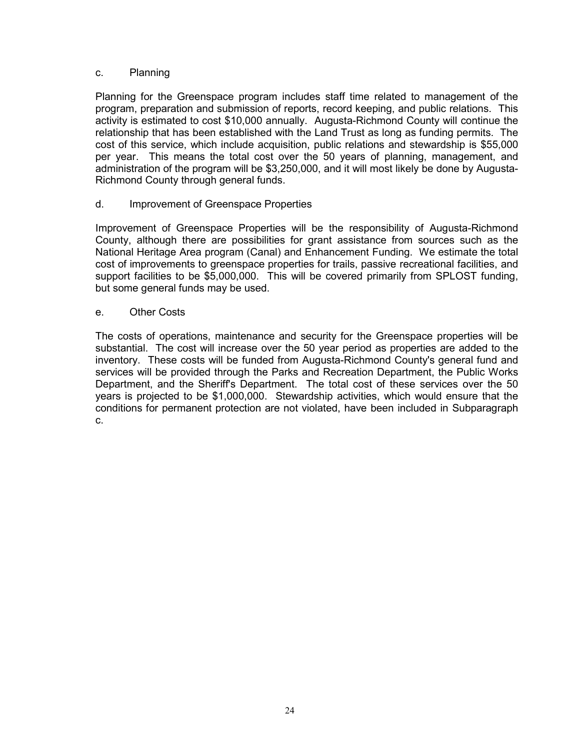c. Planning

Planning for the Greenspace program includes staff time related to management of the program, preparation and submission of reports, record keeping, and public relations. This activity is estimated to cost $10,000 annually. Augusta-Richmond County will continue the relationship that has been established with the Land Trust as long as funding permits. The cost of this service, which include acquisition, public relations and stewardship is $55,000 per year. This means the total cost over the 50 years of planning, management, and administration of the program will be $3,250,000, and it will most likely be done by Augusta-Richmond County through general funds.

d. Improvement of Greenspace Properties

Improvement of Greenspace Properties will be the responsibility of Augusta-Richmond County, although there are possibilities for grant assistance from sources such as the National Heritage Area program (Canal) and Enhancement Funding. We estimate the total cost of improvements to greenspace properties for trails, passive recreational facilities, and support facilities to be $5,000,000. This will be covered primarily from SPLOST funding, but some general funds may be used.

e. Other Costs

The costs of operations, maintenance and security for the Greenspace properties will be substantial. The cost will increase over the 50 year period as properties are added to the inventory. These costs will be funded from Augusta-Richmond County's general fund and services will be provided through the Parks and Recreation Department, the Public Works Department, and the Sheriff's Department. The total cost of these services over the 50 years is projected to be $1,000,000. Stewardship activities, which would ensure that the conditions for permanent protection are not violated, have been included in Subparagraph c.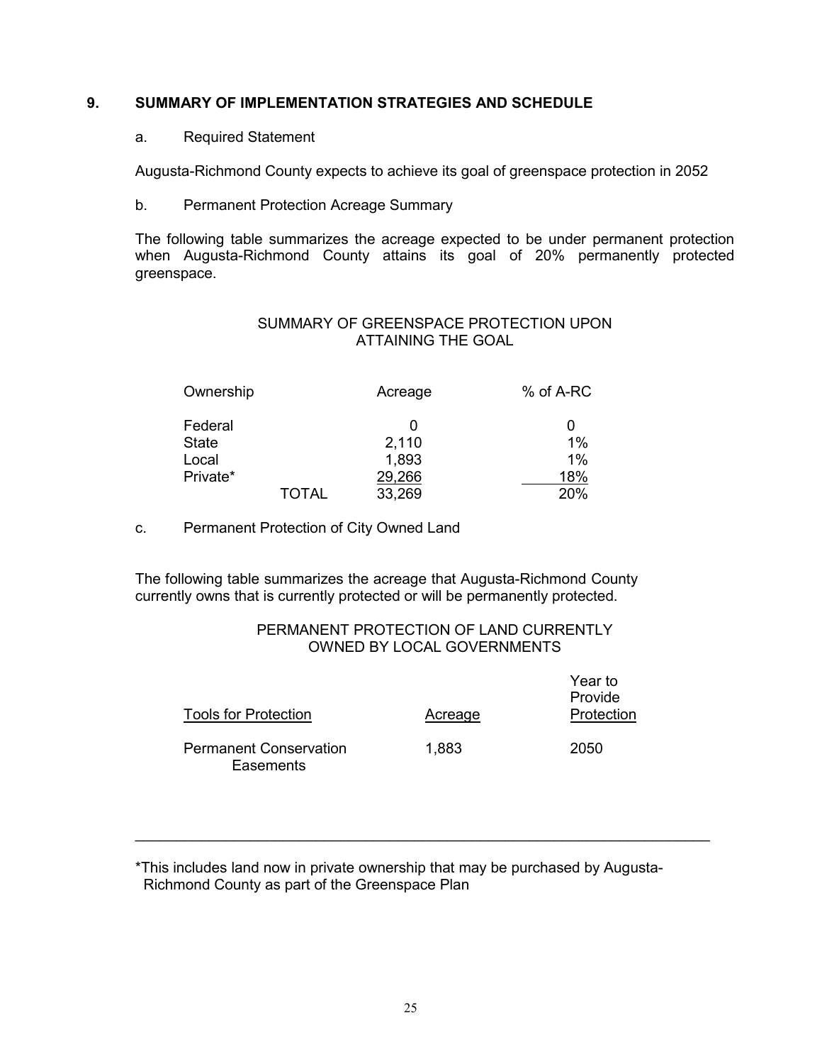## 9. SUMMARY OF IMPLEMENTATION STRATEGIES AND SCHEDULE

a. Required Statement

Augusta-Richmond County expects to achieve its goal of greenspace protection in 2052

b. Permanent Protection Acreage Summary

The following table summarizes the acreage expected to be under permanent protection when Augusta-Richmond County attains its goal of 20% permanently protected greenspace.

SUMMARY OF GREENSPACE PROTECTION UPON ATTAINING THE GOAL

| Ownership | Acreage | % of A-RC |
|---|---|---|
| Federal | 0 | 0 |
| State | 2,110 | 1% |
| Local | 1,893 | 1% |
| Private* | 29,266 | 18% |
| TOTAL | 33,269 | 20% |

c. Permanent Protection of City Owned Land

The following table summarizes the acreage that Augusta-Richmond County currently owns that is currently protected or will be permanently protected.

PERMANENT PROTECTION OF LAND CURRENTLY OWNED BY LOCAL GOVERNMENTS

| Tools for Protection | Acreage | Year to Provide Protection |
|---|---|---|
| Permanent Conservation Easements | 1,883 | 2050 |

---

*This includes land now in private ownership that may be purchased by Augusta-Richmond County as part of the Greenspace Plan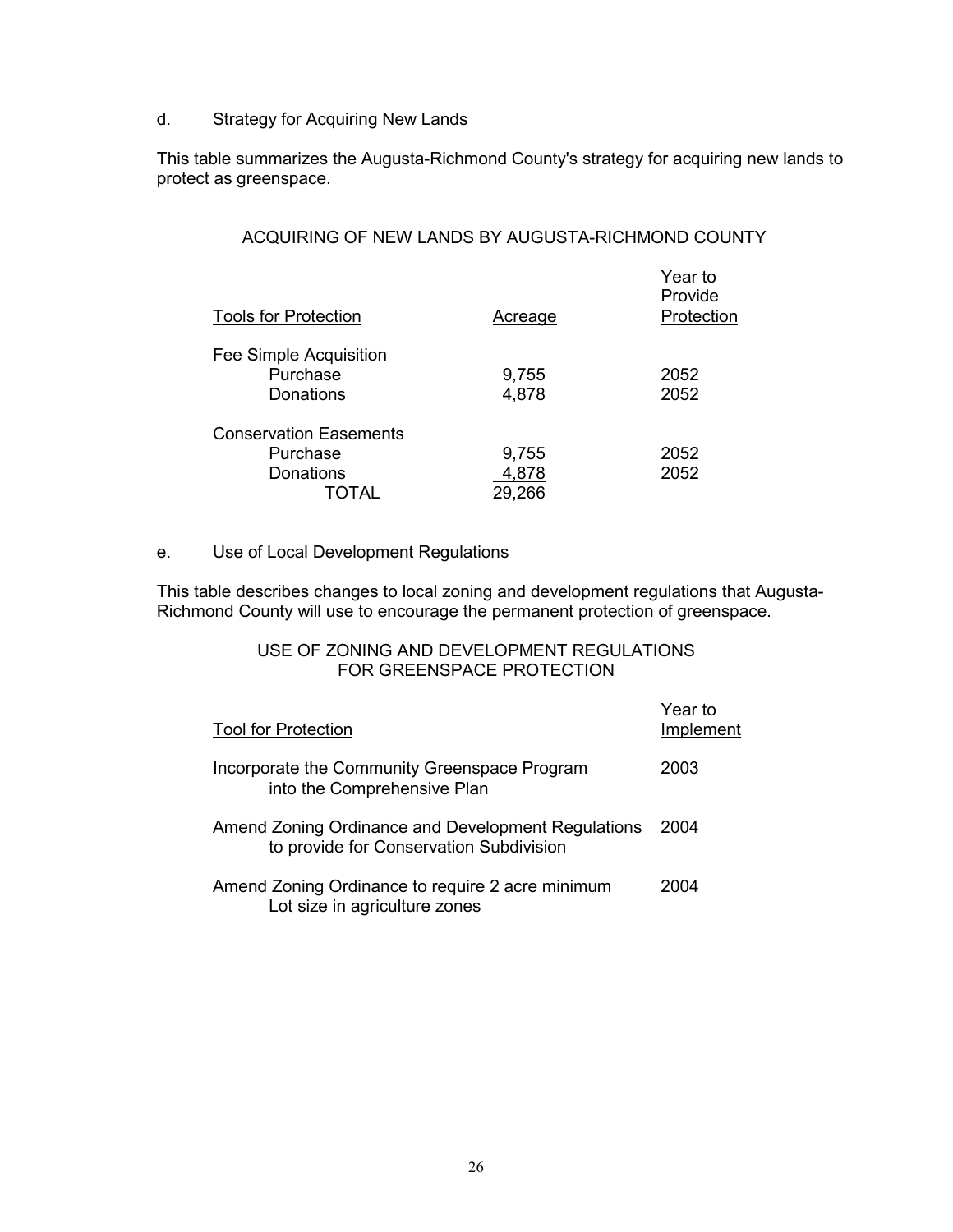d. Strategy for Acquiring New Lands

This table summarizes the Augusta-Richmond County's strategy for acquiring new lands to protect as greenspace.

ACQUIRING OF NEW LANDS BY AUGUSTA-RICHMOND COUNTY

| Tools for Protection | Acreage | Year to Provide Protection |
|---|---|---|
| Fee Simple Acquisition | | |
| Purchase | 9,755 | 2052 |
| Donations | 4,878 | 2052 |
| Conservation Easements | | |
| Purchase | 9,755 | 2052 |
| Donations | 4,878 | 2052 |
| TOTAL | 29,266 | |

e. Use of Local Development Regulations

This table describes changes to local zoning and development regulations that Augusta-Richmond County will use to encourage the permanent protection of greenspace.

USE OF ZONING AND DEVELOPMENT REGULATIONS FOR GREENSPACE PROTECTION

| Tool for Protection | Year to Implement |
|---|---|
| Incorporate the Community Greenspace Program into the Comprehensive Plan | 2003 |
| Amend Zoning Ordinance and Development Regulations to provide for Conservation Subdivision | 2004 |
| Amend Zoning Ordinance to require 2 acre minimum Lot size in agriculture zones | 2004 |